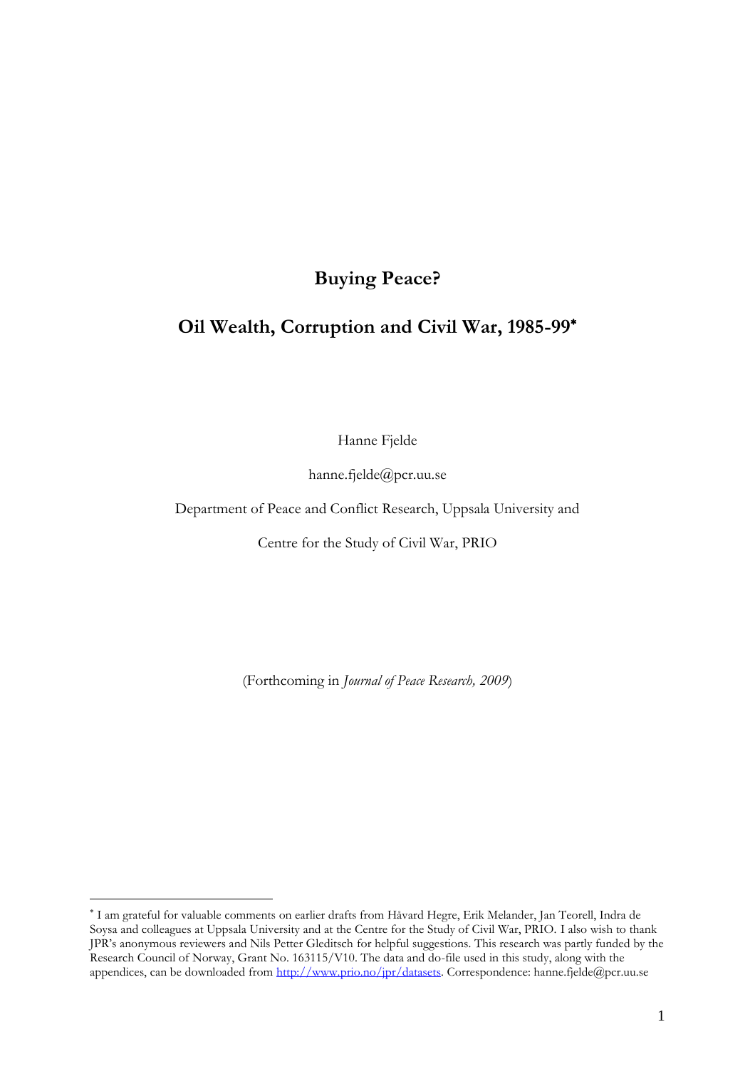# Buying Peace?

## Oil Wealth, Corruption and Civil War, 1985-99*

Hanne Fjelde

hanne.fjelde@pcr.uu.se

Department of Peace and Conflict Research, Uppsala University and

Centre for the Study of Civil War, PRIO

(Forthcoming in *Journal of Peace Research, 2009*)

---

* I am grateful for valuable comments on earlier drafts from Håvard Hegre, Erik Melander, Jan Teorell, Indra de Soysa and colleagues at Uppsala University and at the Centre for the Study of Civil War, PRIO. I also wish to thank JPR's anonymous reviewers and Nils Petter Gleditsch for helpful suggestions. This research was partly funded by the Research Council of Norway, Grant No. 163115/V10. The data and do-file used in this study, along with the appendices, can be downloaded from http://www.prio.no/jpr/datasets. Correspondence: hanne.fjelde@pcr.uu.se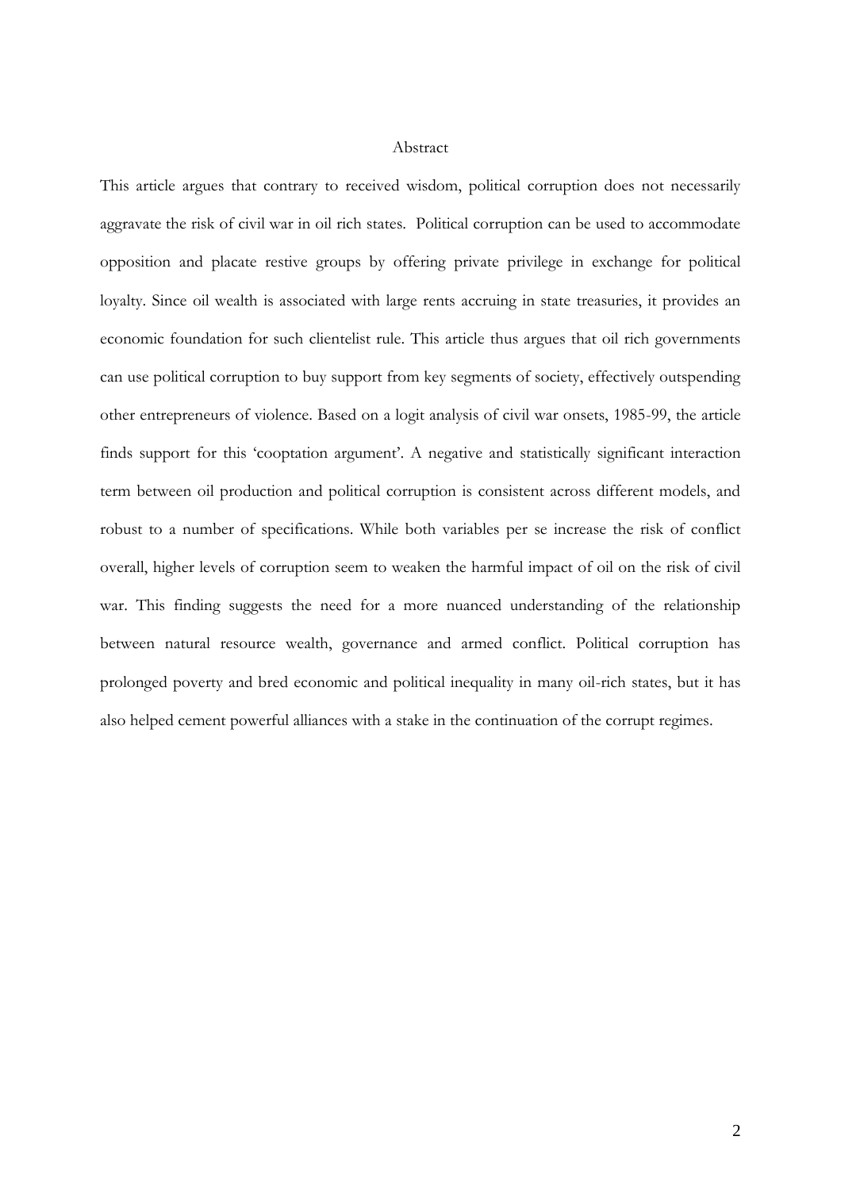## Abstract

This article argues that contrary to received wisdom, political corruption does not necessarily aggravate the risk of civil war in oil rich states. Political corruption can be used to accommodate opposition and placate restive groups by offering private privilege in exchange for political loyalty. Since oil wealth is associated with large rents accruing in state treasuries, it provides an economic foundation for such clientelist rule. This article thus argues that oil rich governments can use political corruption to buy support from key segments of society, effectively outspending other entrepreneurs of violence. Based on a logit analysis of civil war onsets, 1985-99, the article finds support for this 'cooptation argument'. A negative and statistically significant interaction term between oil production and political corruption is consistent across different models, and robust to a number of specifications. While both variables per se increase the risk of conflict overall, higher levels of corruption seem to weaken the harmful impact of oil on the risk of civil war. This finding suggests the need for a more nuanced understanding of the relationship between natural resource wealth, governance and armed conflict. Political corruption has prolonged poverty and bred economic and political inequality in many oil-rich states, but it has also helped cement powerful alliances with a stake in the continuation of the corrupt regimes.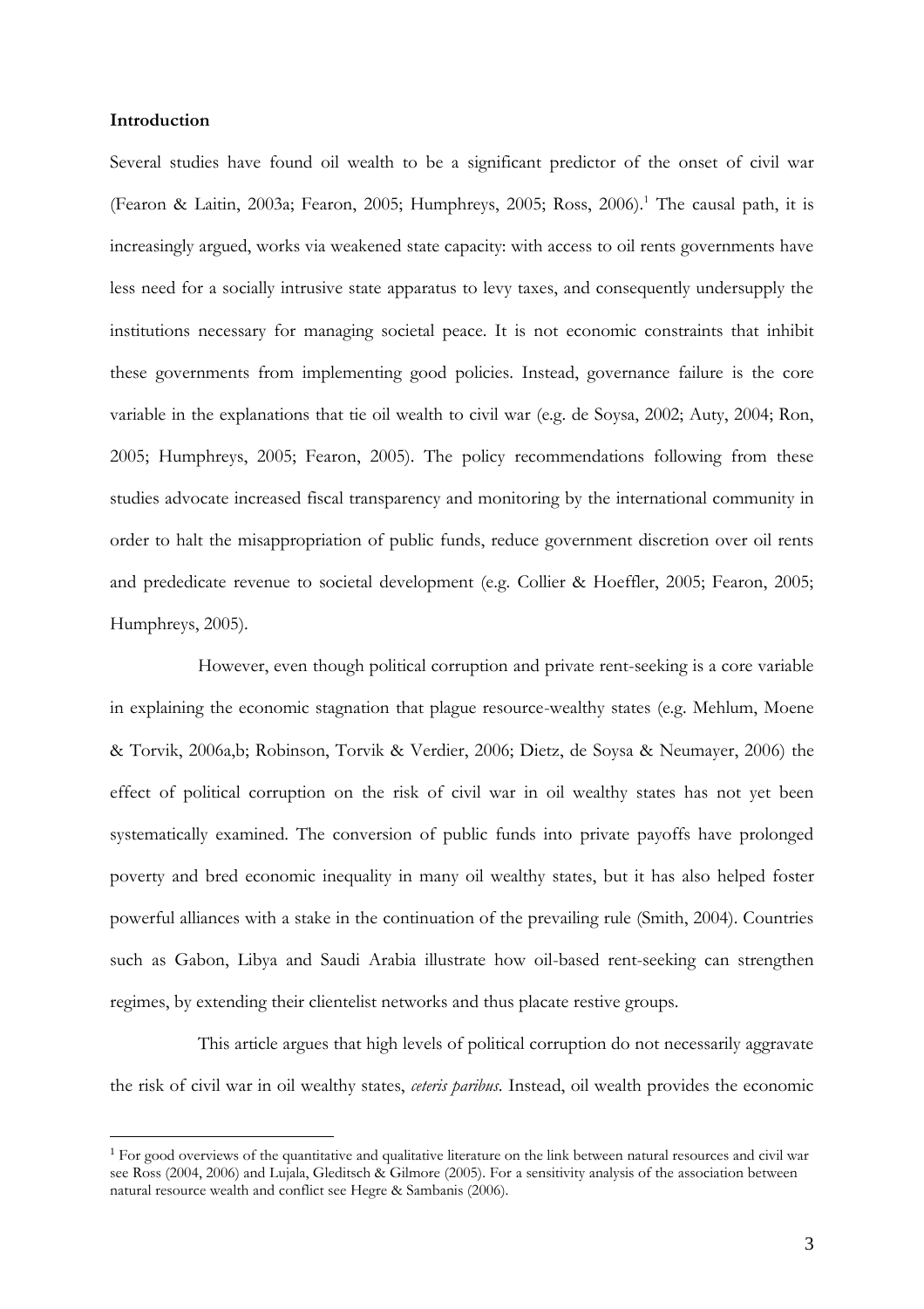**Introduction**

Several studies have found oil wealth to be a significant predictor of the onset of civil war (Fearon & Laitin, 2003a; Fearon, 2005; Humphreys, 2005; Ross, 2006).[1] The causal path, it is increasingly argued, works via weakened state capacity: with access to oil rents governments have less need for a socially intrusive state apparatus to levy taxes, and consequently undersupply the institutions necessary for managing societal peace. It is not economic constraints that inhibit these governments from implementing good policies. Instead, governance failure is the core variable in the explanations that tie oil wealth to civil war (e.g. de Soysa, 2002; Auty, 2004; Ron, 2005; Humphreys, 2005; Fearon, 2005). The policy recommendations following from these studies advocate increased fiscal transparency and monitoring by the international community in order to halt the misappropriation of public funds, reduce government discretion over oil rents and prededicate revenue to societal development (e.g. Collier & Hoeffler, 2005; Fearon, 2005; Humphreys, 2005).

However, even though political corruption and private rent-seeking is a core variable in explaining the economic stagnation that plague resource-wealthy states (e.g. Mehlum, Moene & Torvik, 2006a,b; Robinson, Torvik & Verdier, 2006; Dietz, de Soysa & Neumayer, 2006) the effect of political corruption on the risk of civil war in oil wealthy states has not yet been systematically examined. The conversion of public funds into private payoffs have prolonged poverty and bred economic inequality in many oil wealthy states, but it has also helped foster powerful alliances with a stake in the continuation of the prevailing rule (Smith, 2004). Countries such as Gabon, Libya and Saudi Arabia illustrate how oil-based rent-seeking can strengthen regimes, by extending their clientelist networks and thus placate restive groups.

This article argues that high levels of political corruption do not necessarily aggravate the risk of civil war in oil wealthy states, *ceteris paribus*. Instead, oil wealth provides the economic

[1] For good overviews of the quantitative and qualitative literature on the link between natural resources and civil war see Ross (2004, 2006) and Lujala, Gleditsch & Gilmore (2005). For a sensitivity analysis of the association between natural resource wealth and conflict see Hegre & Sambanis (2006).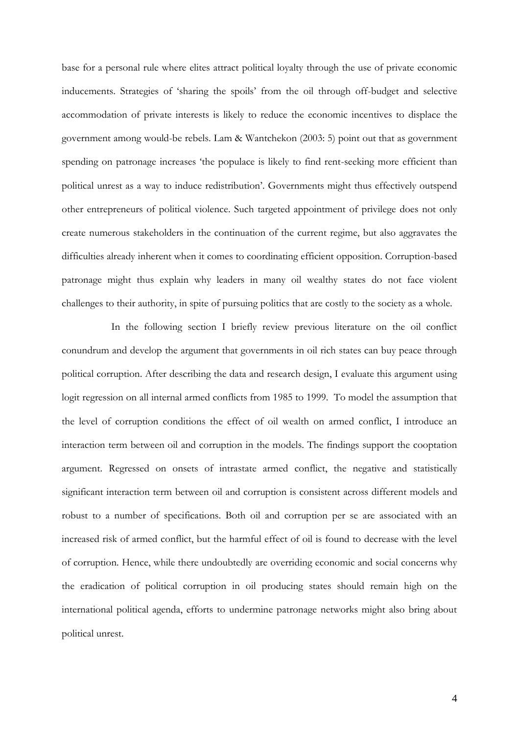base for a personal rule where elites attract political loyalty through the use of private economic inducements. Strategies of 'sharing the spoils' from the oil through off-budget and selective accommodation of private interests is likely to reduce the economic incentives to displace the government among would-be rebels. Lam & Wantchekon (2003: 5) point out that as government spending on patronage increases 'the populace is likely to find rent-seeking more efficient than political unrest as a way to induce redistribution'. Governments might thus effectively outspend other entrepreneurs of political violence. Such targeted appointment of privilege does not only create numerous stakeholders in the continuation of the current regime, but also aggravates the difficulties already inherent when it comes to coordinating efficient opposition. Corruption-based patronage might thus explain why leaders in many oil wealthy states do not face violent challenges to their authority, in spite of pursuing politics that are costly to the society as a whole.

In the following section I briefly review previous literature on the oil conflict conundrum and develop the argument that governments in oil rich states can buy peace through political corruption. After describing the data and research design, I evaluate this argument using logit regression on all internal armed conflicts from 1985 to 1999. To model the assumption that the level of corruption conditions the effect of oil wealth on armed conflict, I introduce an interaction term between oil and corruption in the models. The findings support the cooptation argument. Regressed on onsets of intrastate armed conflict, the negative and statistically significant interaction term between oil and corruption is consistent across different models and robust to a number of specifications. Both oil and corruption per se are associated with an increased risk of armed conflict, but the harmful effect of oil is found to decrease with the level of corruption. Hence, while there undoubtedly are overriding economic and social concerns why the eradication of political corruption in oil producing states should remain high on the international political agenda, efforts to undermine patronage networks might also bring about political unrest.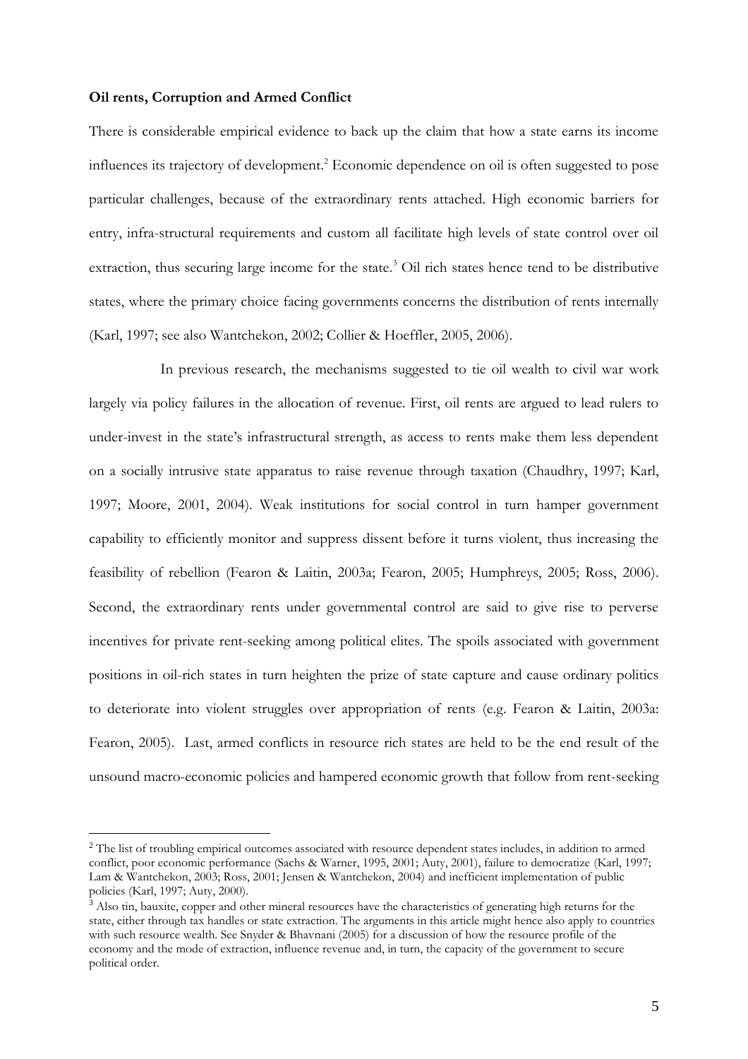**Oil rents, Corruption and Armed Conflict**

There is considerable empirical evidence to back up the claim that how a state earns its income influences its trajectory of development.[2] Economic dependence on oil is often suggested to pose particular challenges, because of the extraordinary rents attached. High economic barriers for entry, infra-structural requirements and custom all facilitate high levels of state control over oil extraction, thus securing large income for the state.[3] Oil rich states hence tend to be distributive states, where the primary choice facing governments concerns the distribution of rents internally (Karl, 1997; see also Wantchekon, 2002; Collier & Hoeffler, 2005, 2006).

In previous research, the mechanisms suggested to tie oil wealth to civil war work largely via policy failures in the allocation of revenue. First, oil rents are argued to lead rulers to under-invest in the state's infrastructural strength, as access to rents make them less dependent on a socially intrusive state apparatus to raise revenue through taxation (Chaudhry, 1997; Karl, 1997; Moore, 2001, 2004). Weak institutions for social control in turn hamper government capability to efficiently monitor and suppress dissent before it turns violent, thus increasing the feasibility of rebellion (Fearon & Laitin, 2003a; Fearon, 2005; Humphreys, 2005; Ross, 2006). Second, the extraordinary rents under governmental control are said to give rise to perverse incentives for private rent-seeking among political elites. The spoils associated with government positions in oil-rich states in turn heighten the prize of state capture and cause ordinary politics to deteriorate into violent struggles over appropriation of rents (e.g. Fearon & Laitin, 2003a: Fearon, 2005). Last, armed conflicts in resource rich states are held to be the end result of the unsound macro-economic policies and hampered economic growth that follow from rent-seeking

---

[2] The list of troubling empirical outcomes associated with resource dependent states includes, in addition to armed conflict, poor economic performance (Sachs & Warner, 1995, 2001; Auty, 2001), failure to democratize (Karl, 1997; Lam & Wantchekon, 2003; Ross, 2001; Jensen & Wantchekon, 2004) and inefficient implementation of public policies (Karl, 1997; Auty, 2000).

[3] Also tin, bauxite, copper and other mineral resources have the characteristics of generating high returns for the state, either through tax handles or state extraction. The arguments in this article might hence also apply to countries with such resource wealth. See Snyder & Bhavnani (2005) for a discussion of how the resource profile of the economy and the mode of extraction, influence revenue and, in turn, the capacity of the government to secure political order.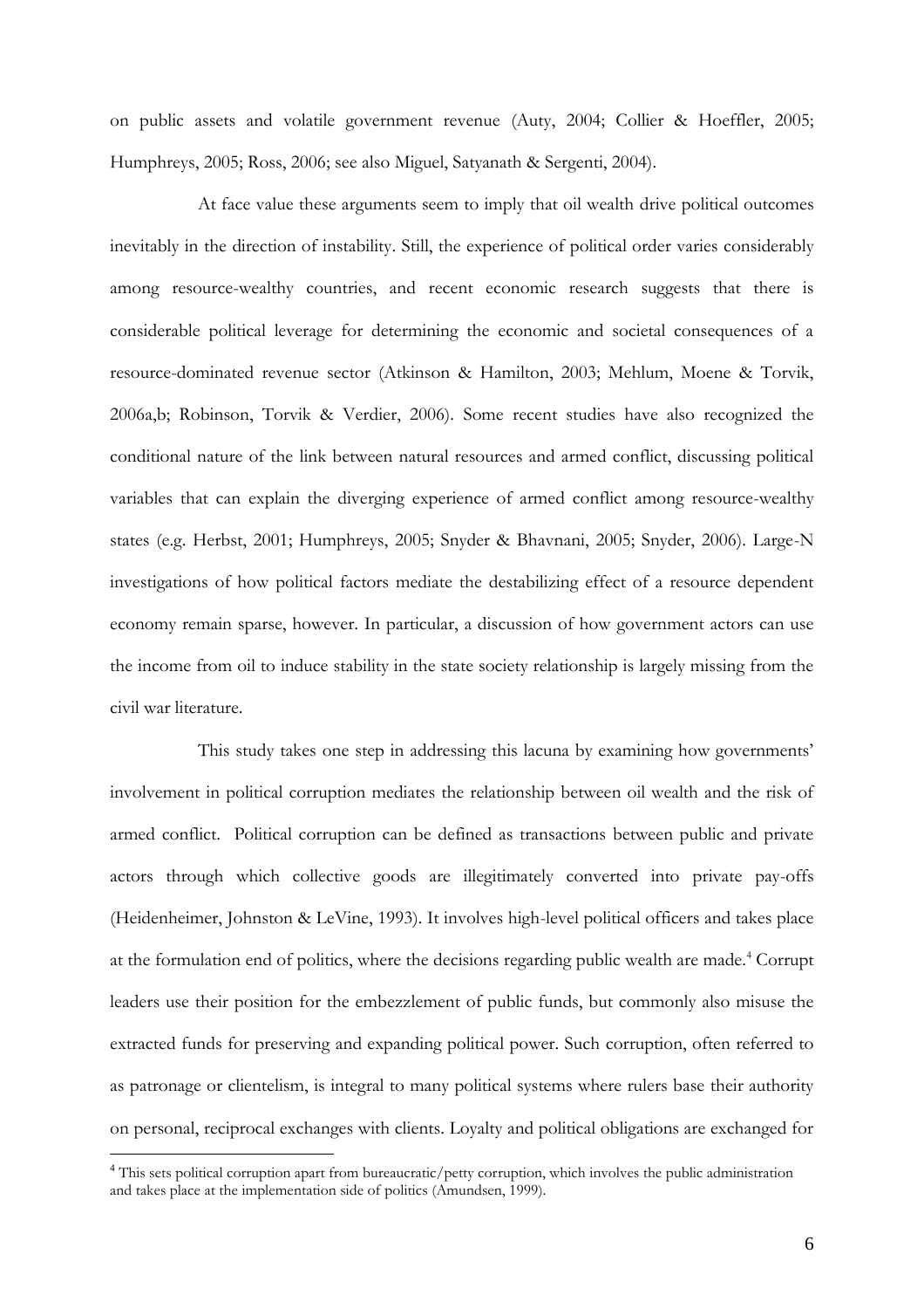on public assets and volatile government revenue (Auty, 2004; Collier & Hoeffler, 2005; Humphreys, 2005; Ross, 2006; see also Miguel, Satyanath & Sergenti, 2004).

At face value these arguments seem to imply that oil wealth drive political outcomes inevitably in the direction of instability. Still, the experience of political order varies considerably among resource-wealthy countries, and recent economic research suggests that there is considerable political leverage for determining the economic and societal consequences of a resource-dominated revenue sector (Atkinson & Hamilton, 2003; Mehlum, Moene & Torvik, 2006a,b; Robinson, Torvik & Verdier, 2006). Some recent studies have also recognized the conditional nature of the link between natural resources and armed conflict, discussing political variables that can explain the diverging experience of armed conflict among resource-wealthy states (e.g. Herbst, 2001; Humphreys, 2005; Snyder & Bhavnani, 2005; Snyder, 2006). Large-N investigations of how political factors mediate the destabilizing effect of a resource dependent economy remain sparse, however. In particular, a discussion of how government actors can use the income from oil to induce stability in the state society relationship is largely missing from the civil war literature.

This study takes one step in addressing this lacuna by examining how governments' involvement in political corruption mediates the relationship between oil wealth and the risk of armed conflict. Political corruption can be defined as transactions between public and private actors through which collective goods are illegitimately converted into private pay-offs (Heidenheimer, Johnston & LeVine, 1993). It involves high-level political officers and takes place at the formulation end of politics, where the decisions regarding public wealth are made.[4] Corrupt leaders use their position for the embezzlement of public funds, but commonly also misuse the extracted funds for preserving and expanding political power. Such corruption, often referred to as patronage or clientelism, is integral to many political systems where rulers base their authority on personal, reciprocal exchanges with clients. Loyalty and political obligations are exchanged for

[4] This sets political corruption apart from bureaucratic/petty corruption, which involves the public administration and takes place at the implementation side of politics (Amundsen, 1999).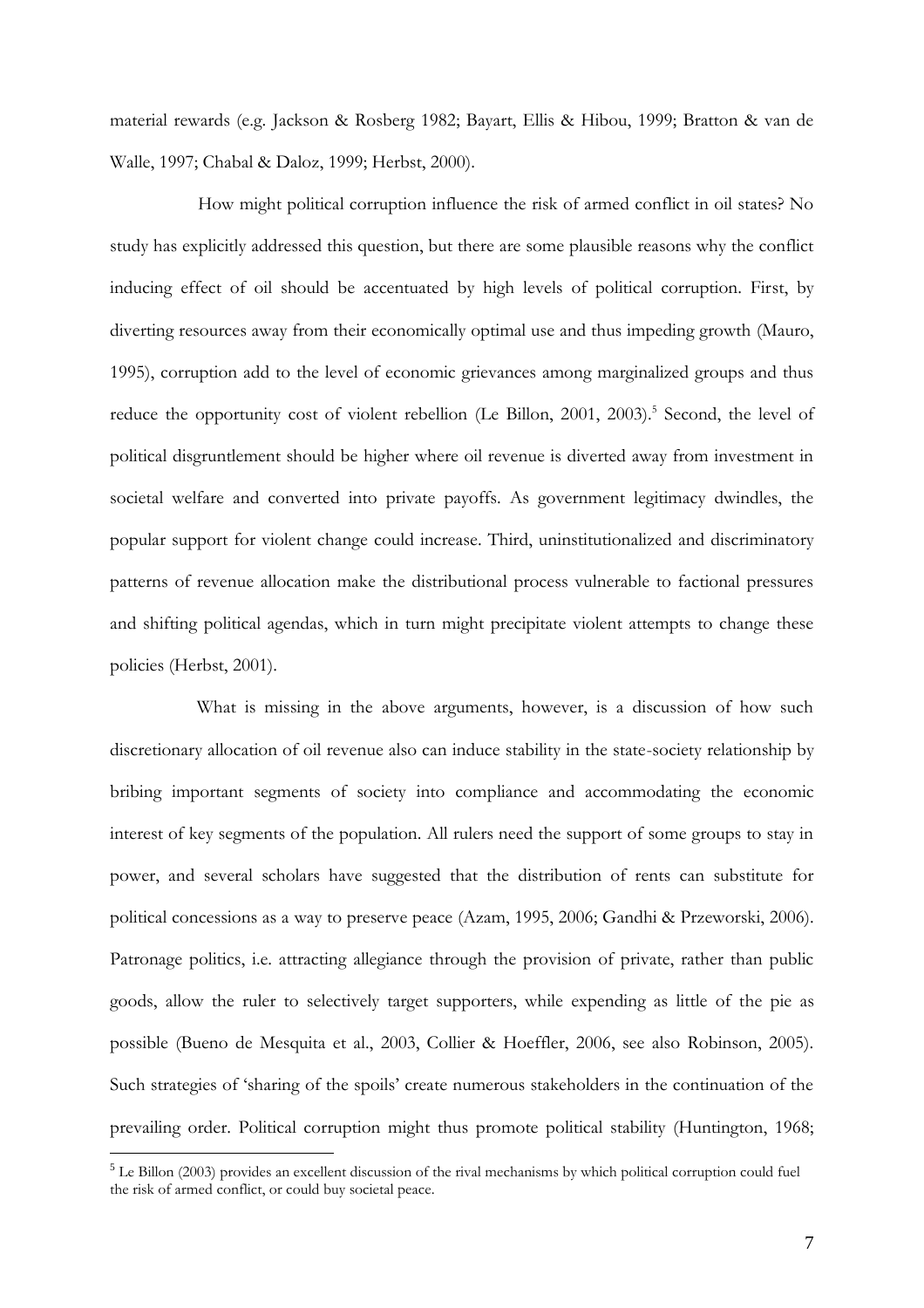material rewards (e.g. Jackson & Rosberg 1982; Bayart, Ellis & Hibou, 1999; Bratton & van de Walle, 1997; Chabal & Daloz, 1999; Herbst, 2000).

How might political corruption influence the risk of armed conflict in oil states? No study has explicitly addressed this question, but there are some plausible reasons why the conflict inducing effect of oil should be accentuated by high levels of political corruption. First, by diverting resources away from their economically optimal use and thus impeding growth (Mauro, 1995), corruption add to the level of economic grievances among marginalized groups and thus reduce the opportunity cost of violent rebellion (Le Billon, 2001, 2003).[5] Second, the level of political disgruntlement should be higher where oil revenue is diverted away from investment in societal welfare and converted into private payoffs. As government legitimacy dwindles, the popular support for violent change could increase. Third, uninstitutionalized and discriminatory patterns of revenue allocation make the distributional process vulnerable to factional pressures and shifting political agendas, which in turn might precipitate violent attempts to change these policies (Herbst, 2001).

What is missing in the above arguments, however, is a discussion of how such discretionary allocation of oil revenue also can induce stability in the state-society relationship by bribing important segments of society into compliance and accommodating the economic interest of key segments of the population. All rulers need the support of some groups to stay in power, and several scholars have suggested that the distribution of rents can substitute for political concessions as a way to preserve peace (Azam, 1995, 2006; Gandhi & Przeworski, 2006). Patronage politics, i.e. attracting allegiance through the provision of private, rather than public goods, allow the ruler to selectively target supporters, while expending as little of the pie as possible (Bueno de Mesquita et al., 2003, Collier & Hoeffler, 2006, see also Robinson, 2005). Such strategies of 'sharing of the spoils' create numerous stakeholders in the continuation of the prevailing order. Political corruption might thus promote political stability (Huntington, 1968;

[5] Le Billon (2003) provides an excellent discussion of the rival mechanisms by which political corruption could fuel the risk of armed conflict, or could buy societal peace.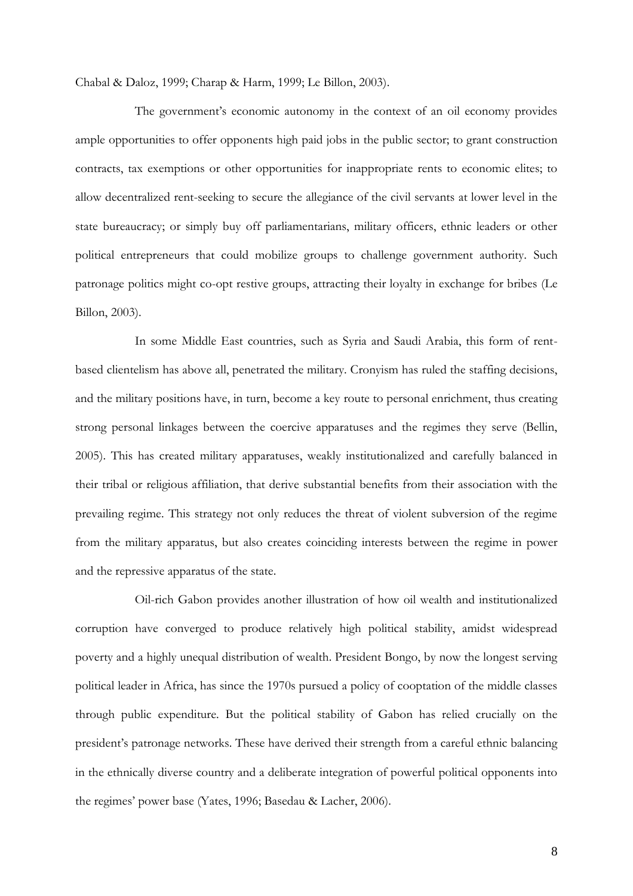Chabal & Daloz, 1999; Charap & Harm, 1999; Le Billon, 2003).

The government's economic autonomy in the context of an oil economy provides ample opportunities to offer opponents high paid jobs in the public sector; to grant construction contracts, tax exemptions or other opportunities for inappropriate rents to economic elites; to allow decentralized rent-seeking to secure the allegiance of the civil servants at lower level in the state bureaucracy; or simply buy off parliamentarians, military officers, ethnic leaders or other political entrepreneurs that could mobilize groups to challenge government authority. Such patronage politics might co-opt restive groups, attracting their loyalty in exchange for bribes (Le Billon, 2003).

In some Middle East countries, such as Syria and Saudi Arabia, this form of rent-based clientelism has above all, penetrated the military. Cronyism has ruled the staffing decisions, and the military positions have, in turn, become a key route to personal enrichment, thus creating strong personal linkages between the coercive apparatuses and the regimes they serve (Bellin, 2005). This has created military apparatuses, weakly institutionalized and carefully balanced in their tribal or religious affiliation, that derive substantial benefits from their association with the prevailing regime. This strategy not only reduces the threat of violent subversion of the regime from the military apparatus, but also creates coinciding interests between the regime in power and the repressive apparatus of the state.

Oil-rich Gabon provides another illustration of how oil wealth and institutionalized corruption have converged to produce relatively high political stability, amidst widespread poverty and a highly unequal distribution of wealth. President Bongo, by now the longest serving political leader in Africa, has since the 1970s pursued a policy of cooptation of the middle classes through public expenditure. But the political stability of Gabon has relied crucially on the president's patronage networks. These have derived their strength from a careful ethnic balancing in the ethnically diverse country and a deliberate integration of powerful political opponents into the regimes' power base (Yates, 1996; Basedau & Lacher, 2006).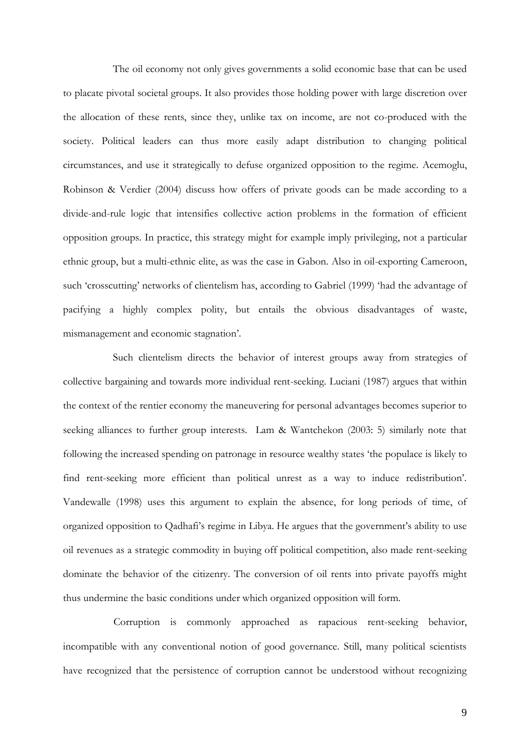The oil economy not only gives governments a solid economic base that can be used to placate pivotal societal groups. It also provides those holding power with large discretion over the allocation of these rents, since they, unlike tax on income, are not co-produced with the society. Political leaders can thus more easily adapt distribution to changing political circumstances, and use it strategically to defuse organized opposition to the regime. Acemoglu, Robinson & Verdier (2004) discuss how offers of private goods can be made according to a divide-and-rule logic that intensifies collective action problems in the formation of efficient opposition groups. In practice, this strategy might for example imply privileging, not a particular ethnic group, but a multi-ethnic elite, as was the case in Gabon. Also in oil-exporting Cameroon, such 'crosscutting' networks of clientelism has, according to Gabriel (1999) 'had the advantage of pacifying a highly complex polity, but entails the obvious disadvantages of waste, mismanagement and economic stagnation'.

Such clientelism directs the behavior of interest groups away from strategies of collective bargaining and towards more individual rent-seeking. Luciani (1987) argues that within the context of the rentier economy the maneuvering for personal advantages becomes superior to seeking alliances to further group interests. Lam & Wantchekon (2003: 5) similarly note that following the increased spending on patronage in resource wealthy states 'the populace is likely to find rent-seeking more efficient than political unrest as a way to induce redistribution'. Vandewalle (1998) uses this argument to explain the absence, for long periods of time, of organized opposition to Qadhafi's regime in Libya. He argues that the government's ability to use oil revenues as a strategic commodity in buying off political competition, also made rent-seeking dominate the behavior of the citizenry. The conversion of oil rents into private payoffs might thus undermine the basic conditions under which organized opposition will form.

Corruption is commonly approached as rapacious rent-seeking behavior, incompatible with any conventional notion of good governance. Still, many political scientists have recognized that the persistence of corruption cannot be understood without recognizing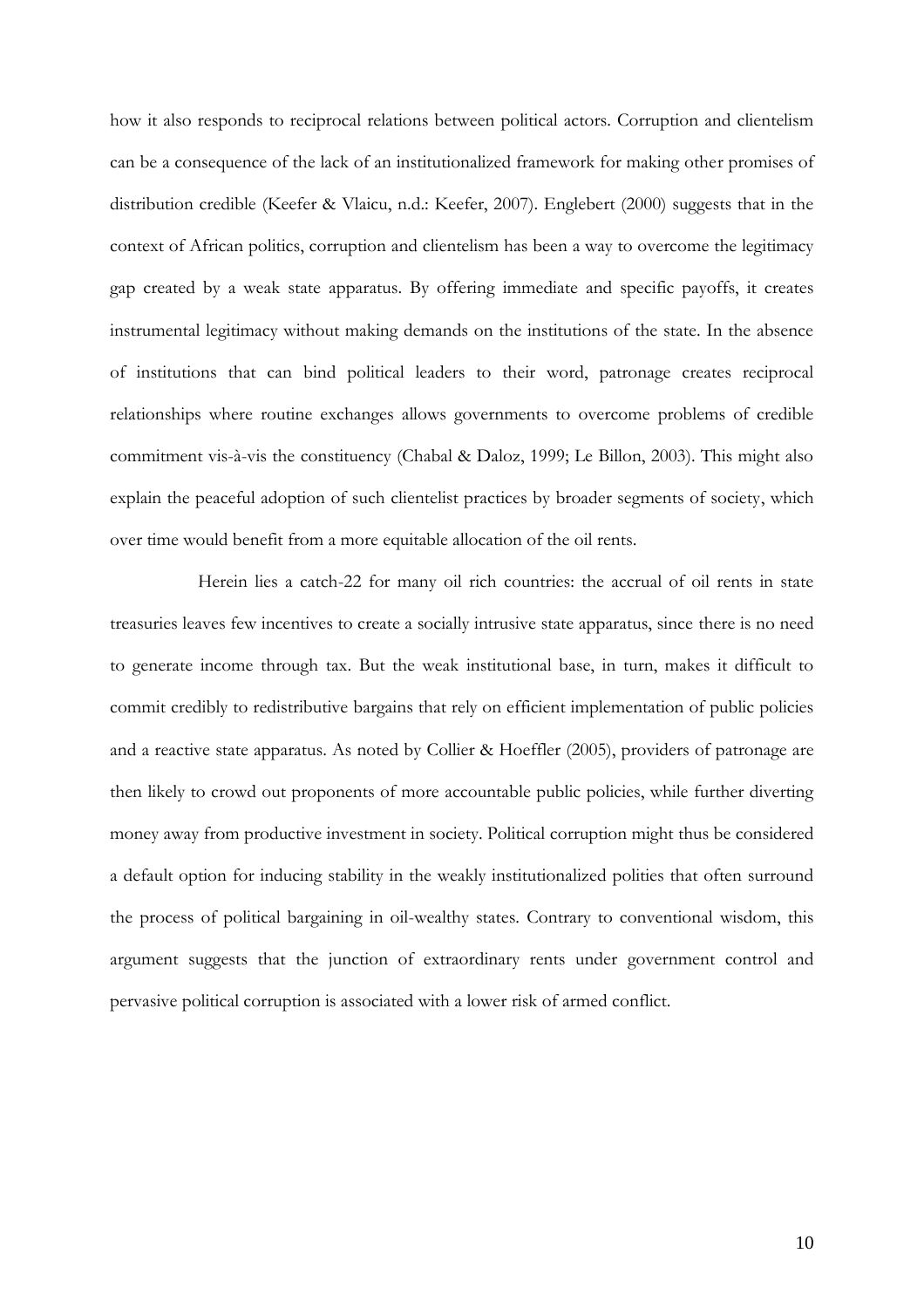how it also responds to reciprocal relations between political actors. Corruption and clientelism can be a consequence of the lack of an institutionalized framework for making other promises of distribution credible (Keefer & Vlaicu, n.d.: Keefer, 2007). Englebert (2000) suggests that in the context of African politics, corruption and clientelism has been a way to overcome the legitimacy gap created by a weak state apparatus. By offering immediate and specific payoffs, it creates instrumental legitimacy without making demands on the institutions of the state. In the absence of institutions that can bind political leaders to their word, patronage creates reciprocal relationships where routine exchanges allows governments to overcome problems of credible commitment vis-à-vis the constituency (Chabal & Daloz, 1999; Le Billon, 2003). This might also explain the peaceful adoption of such clientelist practices by broader segments of society, which over time would benefit from a more equitable allocation of the oil rents.

Herein lies a catch-22 for many oil rich countries: the accrual of oil rents in state treasuries leaves few incentives to create a socially intrusive state apparatus, since there is no need to generate income through tax. But the weak institutional base, in turn, makes it difficult to commit credibly to redistributive bargains that rely on efficient implementation of public policies and a reactive state apparatus. As noted by Collier & Hoeffler (2005), providers of patronage are then likely to crowd out proponents of more accountable public policies, while further diverting money away from productive investment in society. Political corruption might thus be considered a default option for inducing stability in the weakly institutionalized polities that often surround the process of political bargaining in oil-wealthy states. Contrary to conventional wisdom, this argument suggests that the junction of extraordinary rents under government control and pervasive political corruption is associated with a lower risk of armed conflict.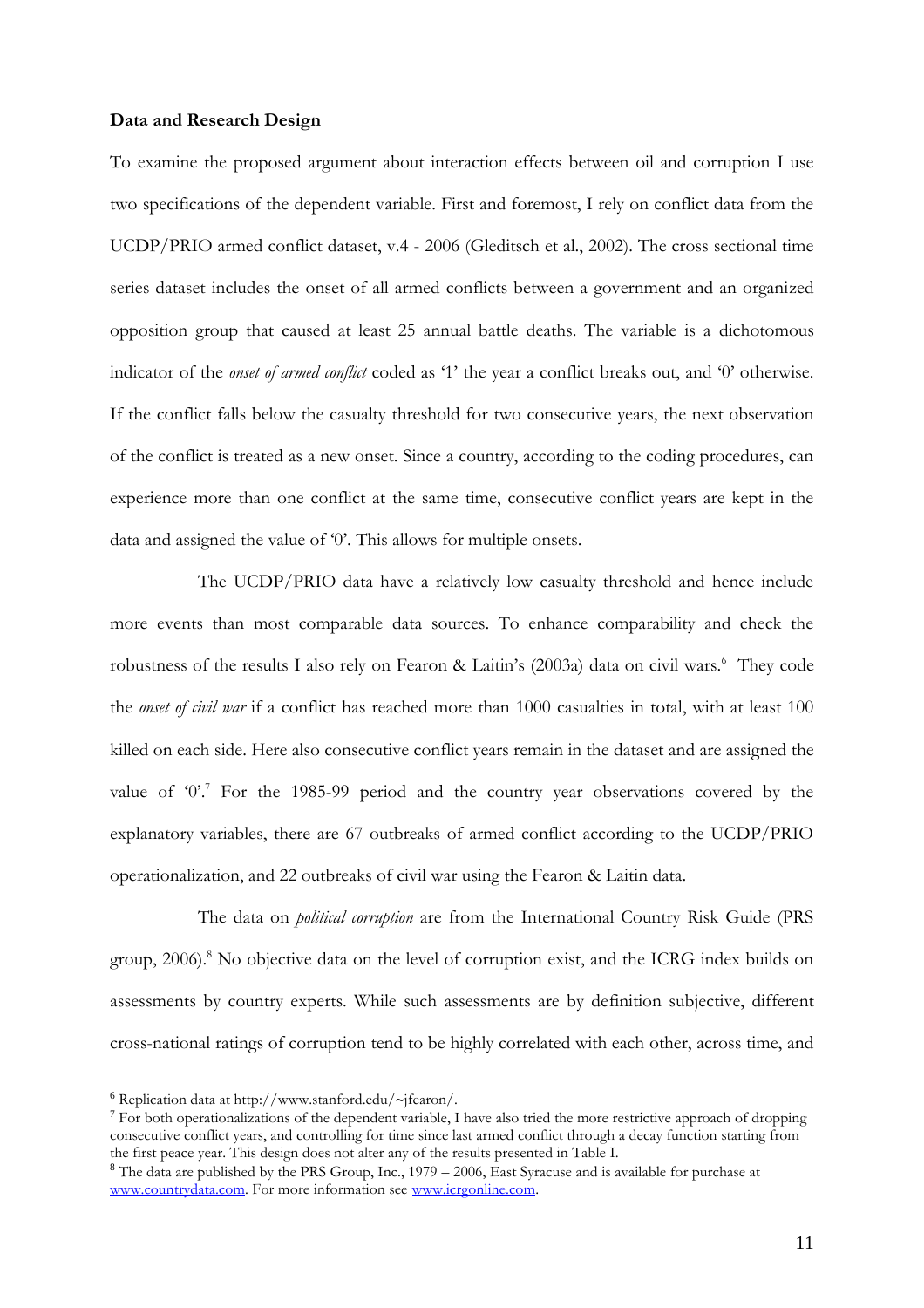**Data and Research Design**

To examine the proposed argument about interaction effects between oil and corruption I use two specifications of the dependent variable. First and foremost, I rely on conflict data from the UCDP/PRIO armed conflict dataset, v.4 - 2006 (Gleditsch et al., 2002). The cross sectional time series dataset includes the onset of all armed conflicts between a government and an organized opposition group that caused at least 25 annual battle deaths. The variable is a dichotomous indicator of the *onset of armed conflict* coded as '1' the year a conflict breaks out, and '0' otherwise. If the conflict falls below the casualty threshold for two consecutive years, the next observation of the conflict is treated as a new onset. Since a country, according to the coding procedures, can experience more than one conflict at the same time, consecutive conflict years are kept in the data and assigned the value of '0'. This allows for multiple onsets.

The UCDP/PRIO data have a relatively low casualty threshold and hence include more events than most comparable data sources. To enhance comparability and check the robustness of the results I also rely on Fearon & Laitin's (2003a) data on civil wars.[6] They code the *onset of civil war* if a conflict has reached more than 1000 casualties in total, with at least 100 killed on each side. Here also consecutive conflict years remain in the dataset and are assigned the value of '0'.[7] For the 1985-99 period and the country year observations covered by the explanatory variables, there are 67 outbreaks of armed conflict according to the UCDP/PRIO operationalization, and 22 outbreaks of civil war using the Fearon & Laitin data.

The data on *political corruption* are from the International Country Risk Guide (PRS group, 2006).[8] No objective data on the level of corruption exist, and the ICRG index builds on assessments by country experts. While such assessments are by definition subjective, different cross-national ratings of corruption tend to be highly correlated with each other, across time, and

---

[6] Replication data at http://www.stanford.edu/~jfearon/.

[7] For both operationalizations of the dependent variable, I have also tried the more restrictive approach of dropping consecutive conflict years, and controlling for time since last armed conflict through a decay function starting from the first peace year. This design does not alter any of the results presented in Table I.

[8] The data are published by the PRS Group, Inc., 1979 – 2006, East Syracuse and is available for purchase at www.countrydata.com. For more information see www.icrgonline.com.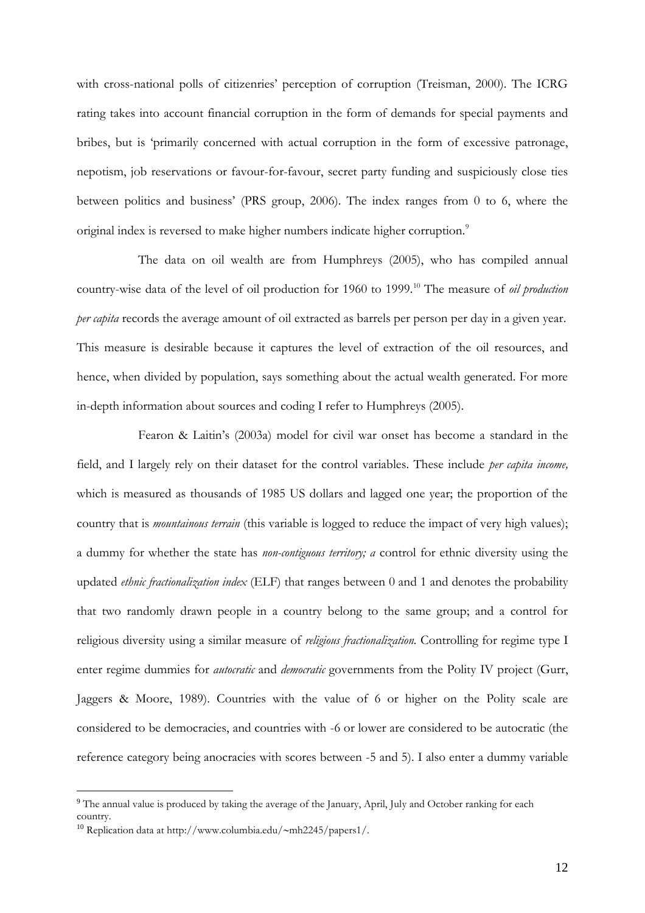with cross-national polls of citizenries' perception of corruption (Treisman, 2000). The ICRG rating takes into account financial corruption in the form of demands for special payments and bribes, but is 'primarily concerned with actual corruption in the form of excessive patronage, nepotism, job reservations or favour-for-favour, secret party funding and suspiciously close ties between politics and business' (PRS group, 2006). The index ranges from 0 to 6, where the original index is reversed to make higher numbers indicate higher corruption.[9]

The data on oil wealth are from Humphreys (2005), who has compiled annual country-wise data of the level of oil production for 1960 to 1999.[10] The measure of *oil production per capita* records the average amount of oil extracted as barrels per person per day in a given year. This measure is desirable because it captures the level of extraction of the oil resources, and hence, when divided by population, says something about the actual wealth generated. For more in-depth information about sources and coding I refer to Humphreys (2005).

Fearon & Laitin's (2003a) model for civil war onset has become a standard in the field, and I largely rely on their dataset for the control variables. These include *per capita income,* which is measured as thousands of 1985 US dollars and lagged one year; the proportion of the country that is *mountainous terrain* (this variable is logged to reduce the impact of very high values); a dummy for whether the state has *non-contiguous territory; a* control for ethnic diversity using the updated *ethnic fractionalization index* (ELF) that ranges between 0 and 1 and denotes the probability that two randomly drawn people in a country belong to the same group; and a control for religious diversity using a similar measure of *religious fractionalization.* Controlling for regime type I enter regime dummies for *autocratic* and *democratic* governments from the Polity IV project (Gurr, Jaggers & Moore, 1989). Countries with the value of 6 or higher on the Polity scale are considered to be democracies, and countries with -6 or lower are considered to be autocratic (the reference category being anocracies with scores between -5 and 5). I also enter a dummy variable

---

[9] The annual value is produced by taking the average of the January, April, July and October ranking for each country.

[10] Replication data at http://www.columbia.edu/~mh2245/papers1/.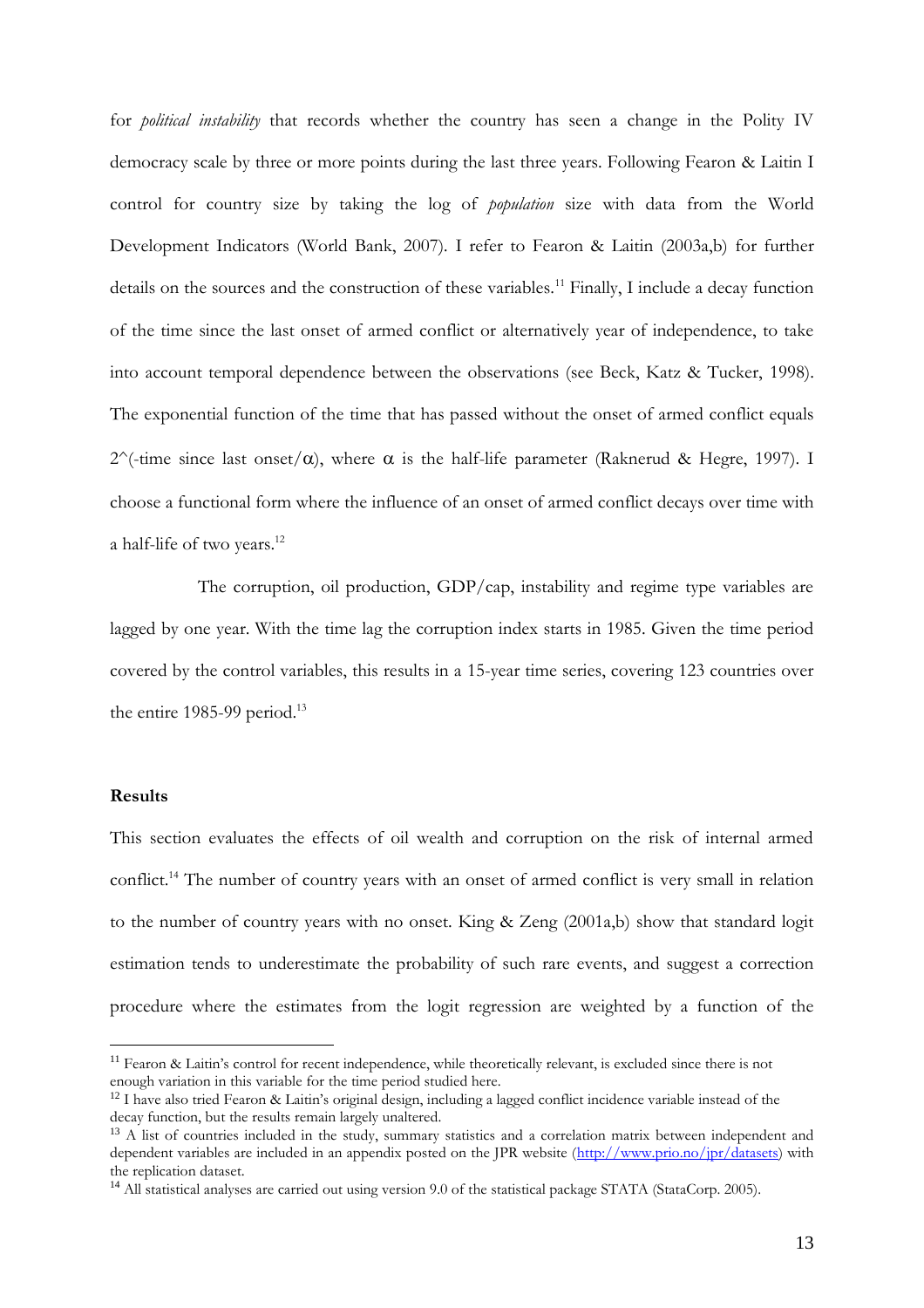for *political instability* that records whether the country has seen a change in the Polity IV democracy scale by three or more points during the last three years. Following Fearon & Laitin I control for country size by taking the log of *population* size with data from the World Development Indicators (World Bank, 2007). I refer to Fearon & Laitin (2003a,b) for further details on the sources and the construction of these variables.[11] Finally, I include a decay function of the time since the last onset of armed conflict or alternatively year of independence, to take into account temporal dependence between the observations (see Beck, Katz & Tucker, 1998). The exponential function of the time that has passed without the onset of armed conflict equals 2^(-time since last onset/$\alpha$), where $\alpha$ is the half-life parameter (Raknerud & Hegre, 1997). I choose a functional form where the influence of an onset of armed conflict decays over time with a half-life of two years.[12]

The corruption, oil production, GDP/cap, instability and regime type variables are lagged by one year. With the time lag the corruption index starts in 1985. Given the time period covered by the control variables, this results in a 15-year time series, covering 123 countries over the entire 1985-99 period.[13]

**Results**

This section evaluates the effects of oil wealth and corruption on the risk of internal armed conflict.[14] The number of country years with an onset of armed conflict is very small in relation to the number of country years with no onset. King & Zeng (2001a,b) show that standard logit estimation tends to underestimate the probability of such rare events, and suggest a correction procedure where the estimates from the logit regression are weighted by a function of the

---

[11] Fearon & Laitin's control for recent independence, while theoretically relevant, is excluded since there is not enough variation in this variable for the time period studied here.

[12] I have also tried Fearon & Laitin's original design, including a lagged conflict incidence variable instead of the decay function, but the results remain largely unaltered.

[13] A list of countries included in the study, summary statistics and a correlation matrix between independent and dependent variables are included in an appendix posted on the JPR website (http://www.prio.no/jpr/datasets) with the replication dataset.

[14] All statistical analyses are carried out using version 9.0 of the statistical package STATA (StataCorp. 2005).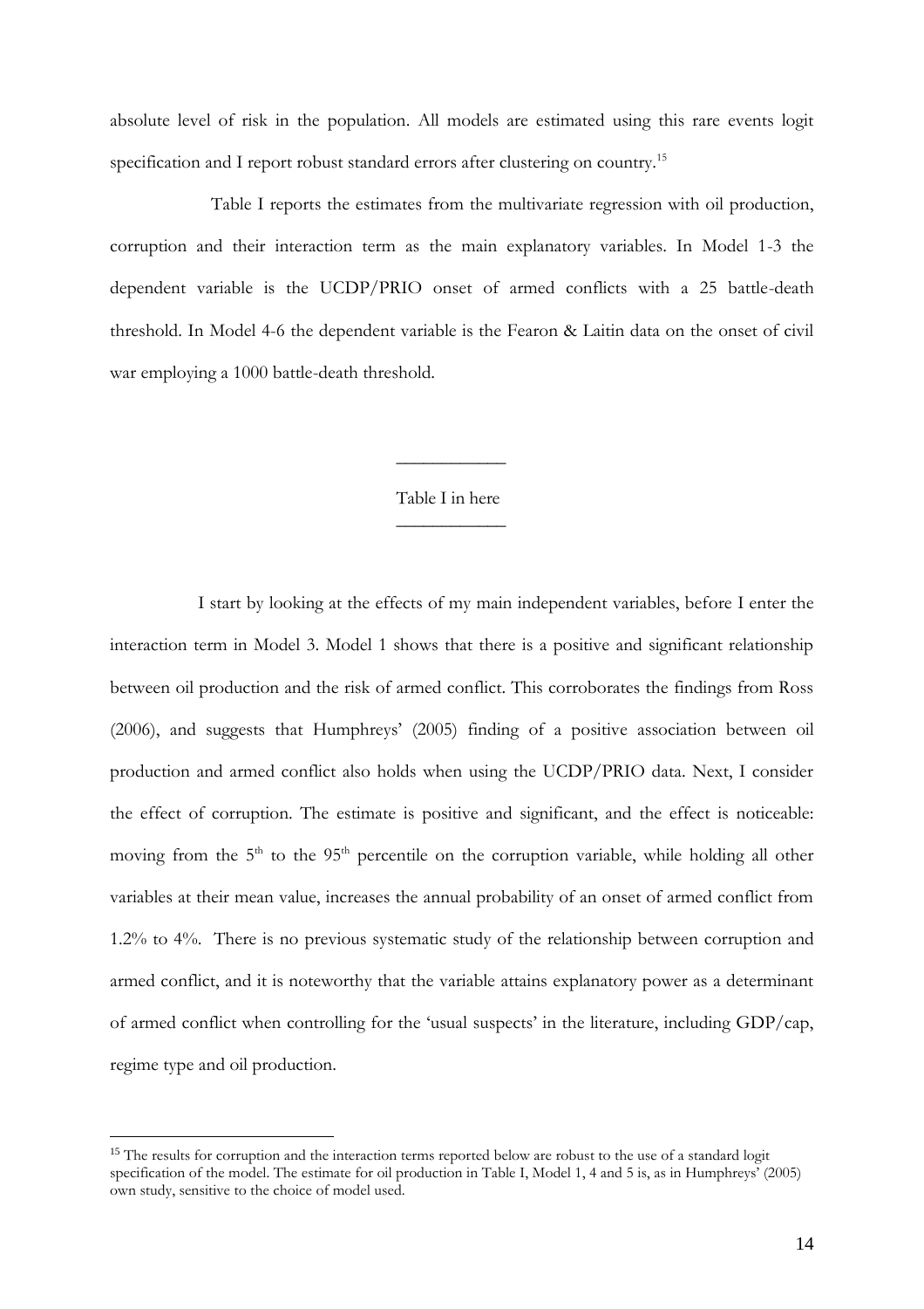absolute level of risk in the population. All models are estimated using this rare events logit specification and I report robust standard errors after clustering on country.[15]

Table I reports the estimates from the multivariate regression with oil production, corruption and their interaction term as the main explanatory variables. In Model 1-3 the dependent variable is the UCDP/PRIO onset of armed conflicts with a 25 battle-death threshold. In Model 4-6 the dependent variable is the Fearon & Laitin data on the onset of civil war employing a 1000 battle-death threshold.

---

Table I in here

---

I start by looking at the effects of my main independent variables, before I enter the interaction term in Model 3. Model 1 shows that there is a positive and significant relationship between oil production and the risk of armed conflict. This corroborates the findings from Ross (2006), and suggests that Humphreys' (2005) finding of a positive association between oil production and armed conflict also holds when using the UCDP/PRIO data. Next, I consider the effect of corruption. The estimate is positive and significant, and the effect is noticeable: moving from the 5th to the 95th percentile on the corruption variable, while holding all other variables at their mean value, increases the annual probability of an onset of armed conflict from 1.2% to 4%. There is no previous systematic study of the relationship between corruption and armed conflict, and it is noteworthy that the variable attains explanatory power as a determinant of armed conflict when controlling for the 'usual suspects' in the literature, including GDP/cap, regime type and oil production.

[15] The results for corruption and the interaction terms reported below are robust to the use of a standard logit specification of the model. The estimate for oil production in Table I, Model 1, 4 and 5 is, as in Humphreys' (2005) own study, sensitive to the choice of model used.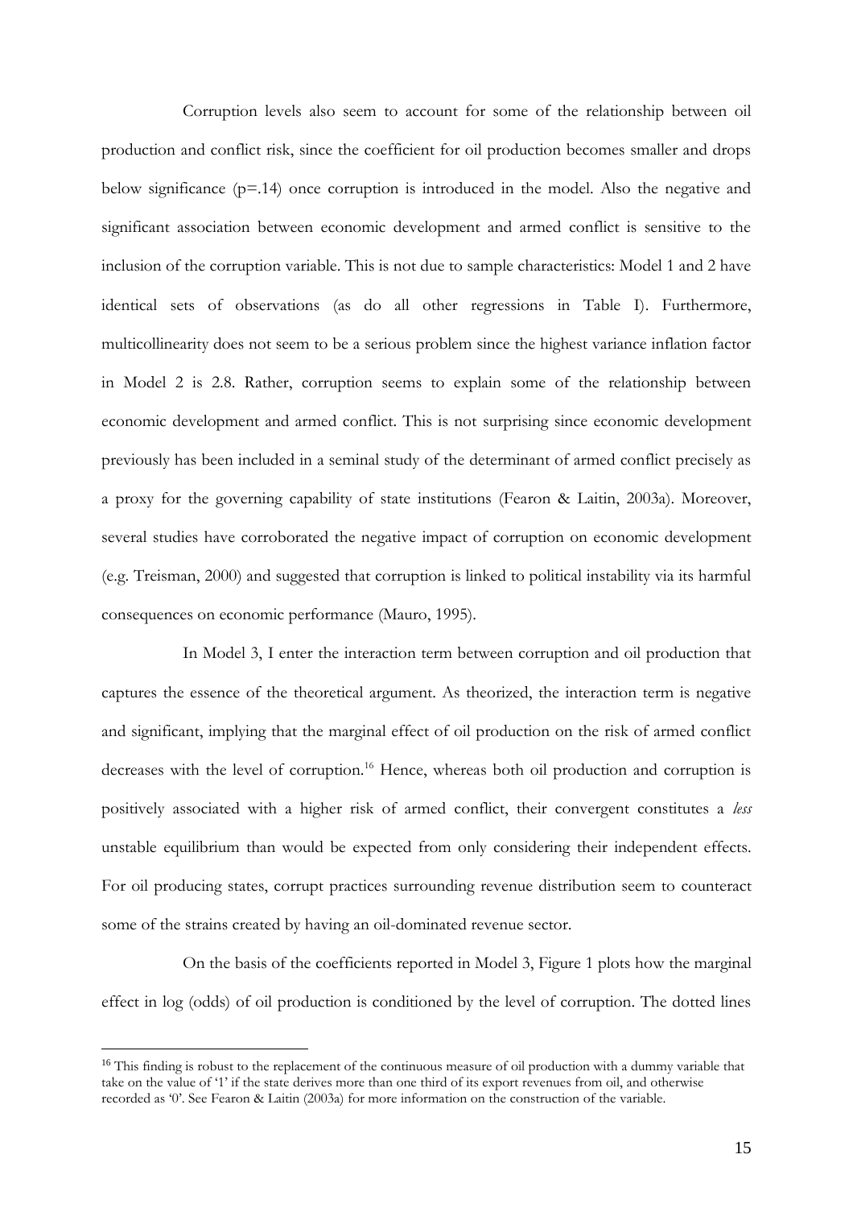Corruption levels also seem to account for some of the relationship between oil production and conflict risk, since the coefficient for oil production becomes smaller and drops below significance (p=.14) once corruption is introduced in the model. Also the negative and significant association between economic development and armed conflict is sensitive to the inclusion of the corruption variable. This is not due to sample characteristics: Model 1 and 2 have identical sets of observations (as do all other regressions in Table I). Furthermore, multicollinearity does not seem to be a serious problem since the highest variance inflation factor in Model 2 is 2.8. Rather, corruption seems to explain some of the relationship between economic development and armed conflict. This is not surprising since economic development previously has been included in a seminal study of the determinant of armed conflict precisely as a proxy for the governing capability of state institutions (Fearon & Laitin, 2003a). Moreover, several studies have corroborated the negative impact of corruption on economic development (e.g. Treisman, 2000) and suggested that corruption is linked to political instability via its harmful consequences on economic performance (Mauro, 1995).

In Model 3, I enter the interaction term between corruption and oil production that captures the essence of the theoretical argument. As theorized, the interaction term is negative and significant, implying that the marginal effect of oil production on the risk of armed conflict decreases with the level of corruption.[16] Hence, whereas both oil production and corruption is positively associated with a higher risk of armed conflict, their convergent constitutes a *less* unstable equilibrium than would be expected from only considering their independent effects. For oil producing states, corrupt practices surrounding revenue distribution seem to counteract some of the strains created by having an oil-dominated revenue sector.

On the basis of the coefficients reported in Model 3, Figure 1 plots how the marginal effect in log (odds) of oil production is conditioned by the level of corruption. The dotted lines

---

[16] This finding is robust to the replacement of the continuous measure of oil production with a dummy variable that take on the value of '1' if the state derives more than one third of its export revenues from oil, and otherwise recorded as '0'. See Fearon & Laitin (2003a) for more information on the construction of the variable.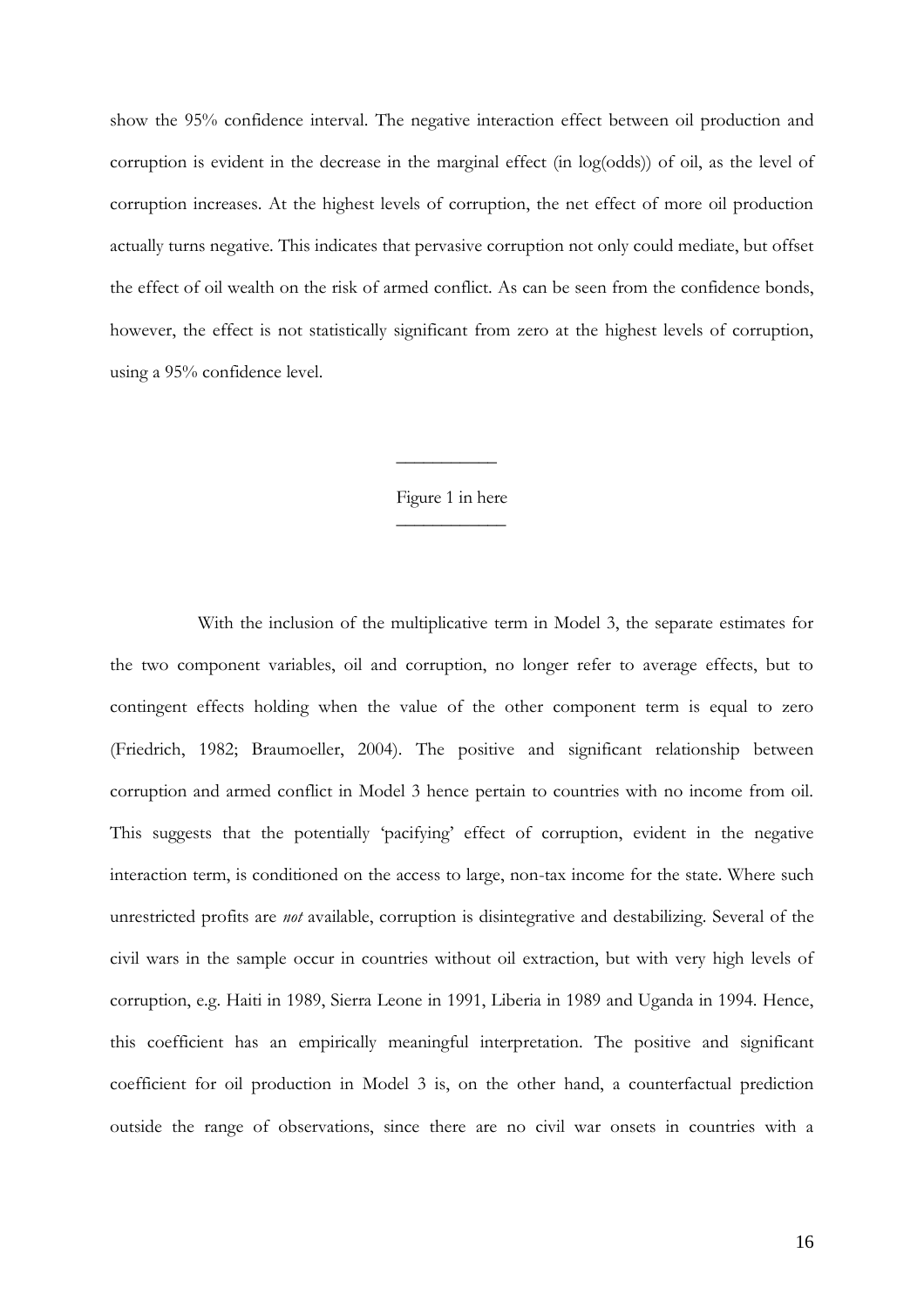show the 95% confidence interval. The negative interaction effect between oil production and corruption is evident in the decrease in the marginal effect (in log(odds)) of oil, as the level of corruption increases. At the highest levels of corruption, the net effect of more oil production actually turns negative. This indicates that pervasive corruption not only could mediate, but offset the effect of oil wealth on the risk of armed conflict. As can be seen from the confidence bonds, however, the effect is not statistically significant from zero at the highest levels of corruption, using a 95% confidence level.

\_\_\_\_\_\_\_\_\_\_\_

Figure 1 in here

\_\_\_\_\_\_\_\_\_\_\_\_

With the inclusion of the multiplicative term in Model 3, the separate estimates for the two component variables, oil and corruption, no longer refer to average effects, but to contingent effects holding when the value of the other component term is equal to zero (Friedrich, 1982; Braumoeller, 2004). The positive and significant relationship between corruption and armed conflict in Model 3 hence pertain to countries with no income from oil. This suggests that the potentially 'pacifying' effect of corruption, evident in the negative interaction term, is conditioned on the access to large, non-tax income for the state. Where such unrestricted profits are *not* available, corruption is disintegrative and destabilizing. Several of the civil wars in the sample occur in countries without oil extraction, but with very high levels of corruption, e.g. Haiti in 1989, Sierra Leone in 1991, Liberia in 1989 and Uganda in 1994. Hence, this coefficient has an empirically meaningful interpretation. The positive and significant coefficient for oil production in Model 3 is, on the other hand, a counterfactual prediction outside the range of observations, since there are no civil war onsets in countries with a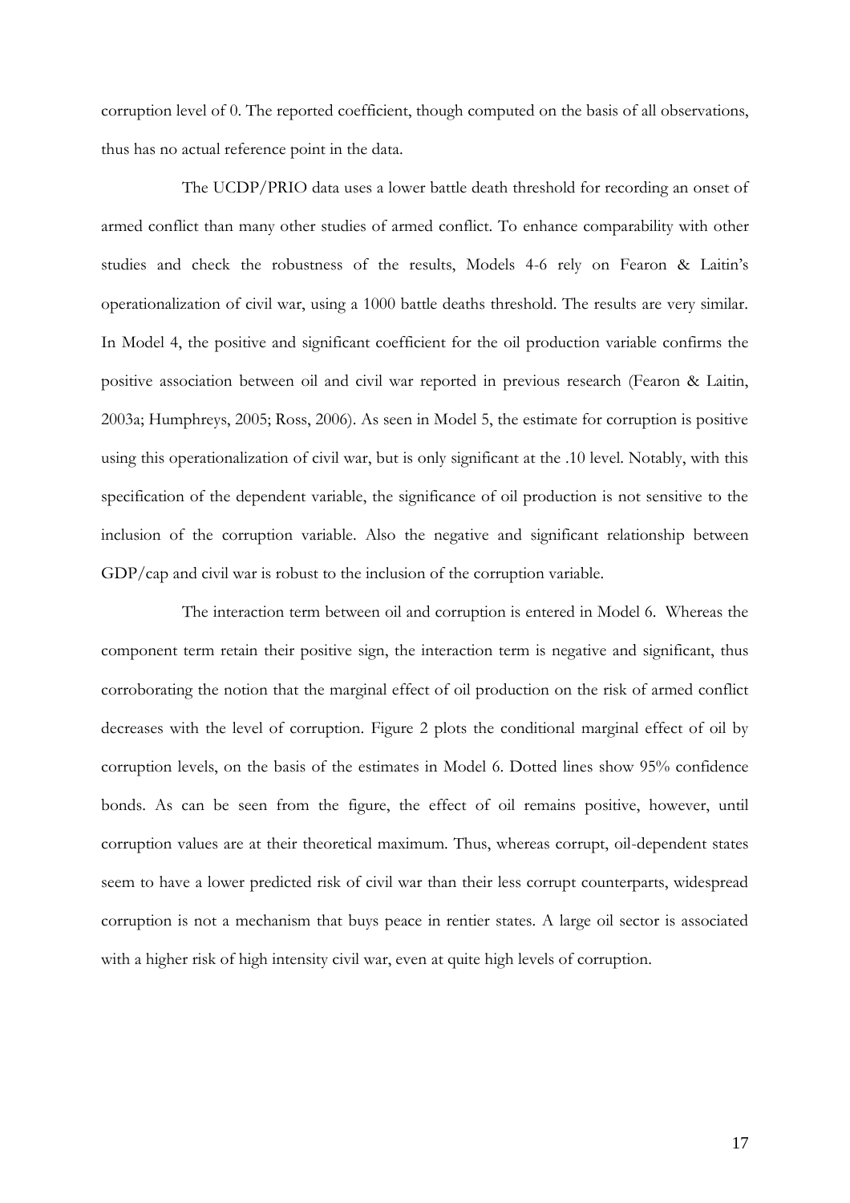corruption level of 0. The reported coefficient, though computed on the basis of all observations, thus has no actual reference point in the data.

The UCDP/PRIO data uses a lower battle death threshold for recording an onset of armed conflict than many other studies of armed conflict. To enhance comparability with other studies and check the robustness of the results, Models 4-6 rely on Fearon & Laitin's operationalization of civil war, using a 1000 battle deaths threshold. The results are very similar. In Model 4, the positive and significant coefficient for the oil production variable confirms the positive association between oil and civil war reported in previous research (Fearon & Laitin, 2003a; Humphreys, 2005; Ross, 2006). As seen in Model 5, the estimate for corruption is positive using this operationalization of civil war, but is only significant at the .10 level. Notably, with this specification of the dependent variable, the significance of oil production is not sensitive to the inclusion of the corruption variable. Also the negative and significant relationship between GDP/cap and civil war is robust to the inclusion of the corruption variable.

The interaction term between oil and corruption is entered in Model 6. Whereas the component term retain their positive sign, the interaction term is negative and significant, thus corroborating the notion that the marginal effect of oil production on the risk of armed conflict decreases with the level of corruption. Figure 2 plots the conditional marginal effect of oil by corruption levels, on the basis of the estimates in Model 6. Dotted lines show 95% confidence bonds. As can be seen from the figure, the effect of oil remains positive, however, until corruption values are at their theoretical maximum. Thus, whereas corrupt, oil-dependent states seem to have a lower predicted risk of civil war than their less corrupt counterparts, widespread corruption is not a mechanism that buys peace in rentier states. A large oil sector is associated with a higher risk of high intensity civil war, even at quite high levels of corruption.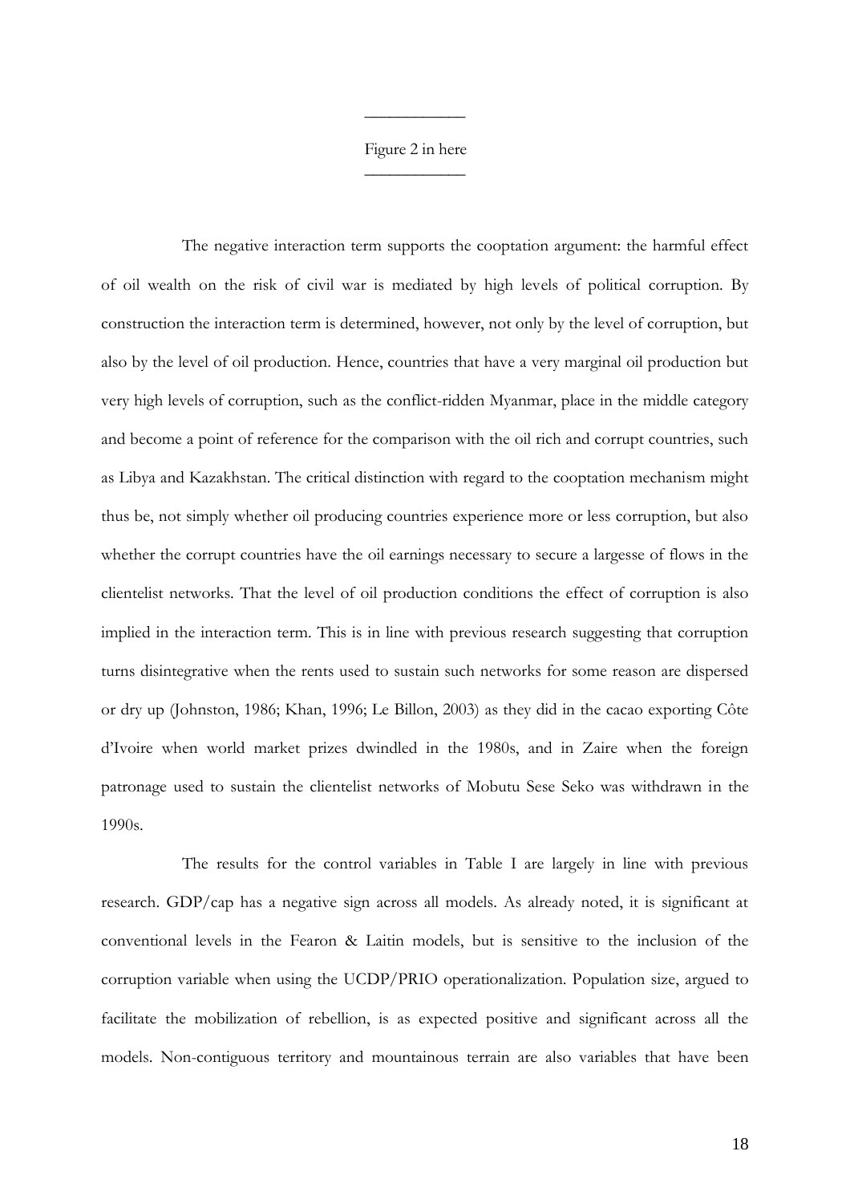---

Figure 2 in here

---

The negative interaction term supports the cooptation argument: the harmful effect of oil wealth on the risk of civil war is mediated by high levels of political corruption. By construction the interaction term is determined, however, not only by the level of corruption, but also by the level of oil production. Hence, countries that have a very marginal oil production but very high levels of corruption, such as the conflict-ridden Myanmar, place in the middle category and become a point of reference for the comparison with the oil rich and corrupt countries, such as Libya and Kazakhstan. The critical distinction with regard to the cooptation mechanism might thus be, not simply whether oil producing countries experience more or less corruption, but also whether the corrupt countries have the oil earnings necessary to secure a largesse of flows in the clientelist networks. That the level of oil production conditions the effect of corruption is also implied in the interaction term. This is in line with previous research suggesting that corruption turns disintegrative when the rents used to sustain such networks for some reason are dispersed or dry up (Johnston, 1986; Khan, 1996; Le Billon, 2003) as they did in the cacao exporting Côte d'Ivoire when world market prizes dwindled in the 1980s, and in Zaire when the foreign patronage used to sustain the clientelist networks of Mobutu Sese Seko was withdrawn in the 1990s.

The results for the control variables in Table I are largely in line with previous research. GDP/cap has a negative sign across all models. As already noted, it is significant at conventional levels in the Fearon & Laitin models, but is sensitive to the inclusion of the corruption variable when using the UCDP/PRIO operationalization. Population size, argued to facilitate the mobilization of rebellion, is as expected positive and significant across all the models. Non-contiguous territory and mountainous terrain are also variables that have been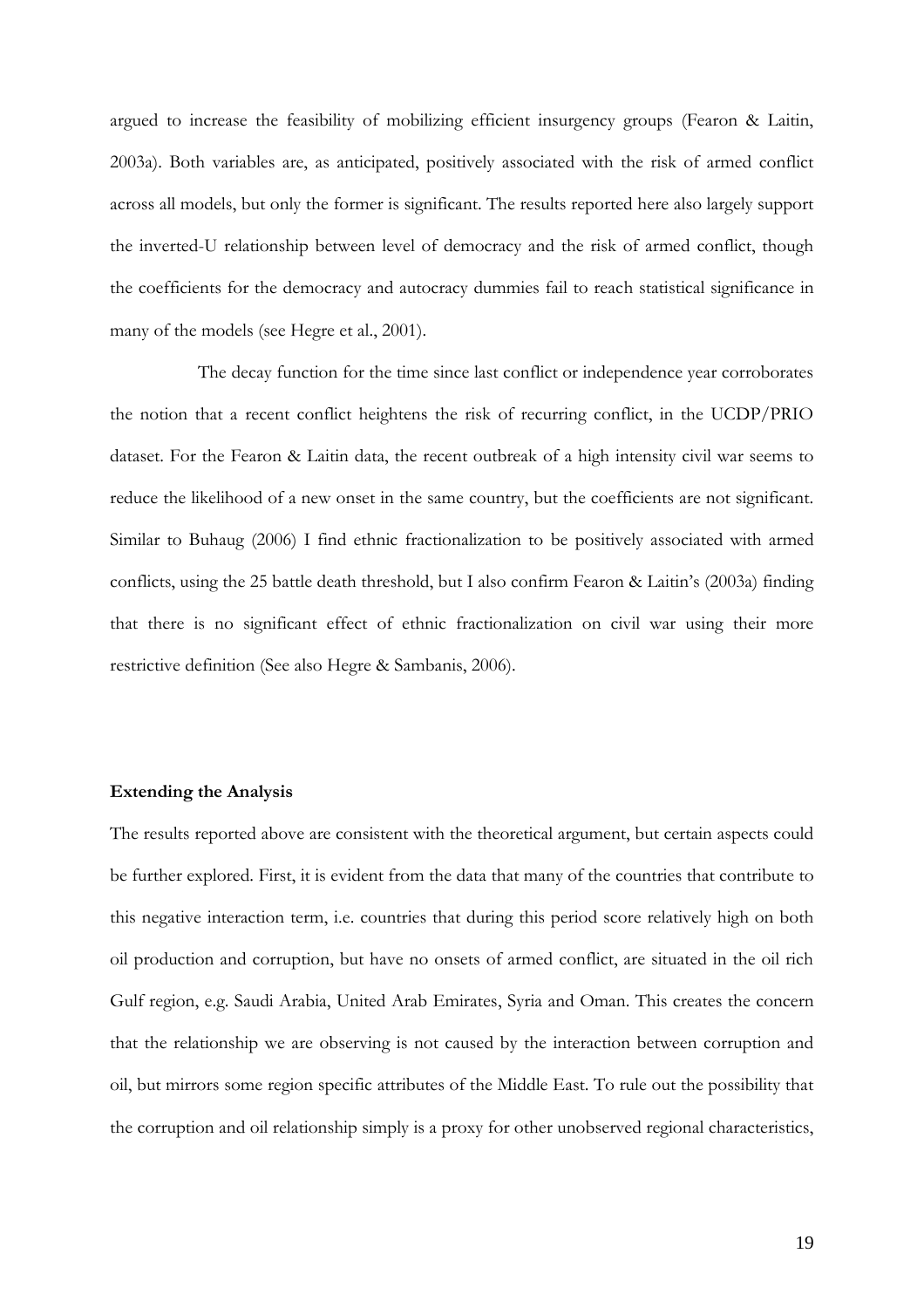argued to increase the feasibility of mobilizing efficient insurgency groups (Fearon & Laitin, 2003a). Both variables are, as anticipated, positively associated with the risk of armed conflict across all models, but only the former is significant. The results reported here also largely support the inverted-U relationship between level of democracy and the risk of armed conflict, though the coefficients for the democracy and autocracy dummies fail to reach statistical significance in many of the models (see Hegre et al., 2001).

The decay function for the time since last conflict or independence year corroborates the notion that a recent conflict heightens the risk of recurring conflict, in the UCDP/PRIO dataset. For the Fearon & Laitin data, the recent outbreak of a high intensity civil war seems to reduce the likelihood of a new onset in the same country, but the coefficients are not significant. Similar to Buhaug (2006) I find ethnic fractionalization to be positively associated with armed conflicts, using the 25 battle death threshold, but I also confirm Fearon & Laitin's (2003a) finding that there is no significant effect of ethnic fractionalization on civil war using their more restrictive definition (See also Hegre & Sambanis, 2006).

**Extending the Analysis**

The results reported above are consistent with the theoretical argument, but certain aspects could be further explored. First, it is evident from the data that many of the countries that contribute to this negative interaction term, i.e. countries that during this period score relatively high on both oil production and corruption, but have no onsets of armed conflict, are situated in the oil rich Gulf region, e.g. Saudi Arabia, United Arab Emirates, Syria and Oman. This creates the concern that the relationship we are observing is not caused by the interaction between corruption and oil, but mirrors some region specific attributes of the Middle East. To rule out the possibility that the corruption and oil relationship simply is a proxy for other unobserved regional characteristics,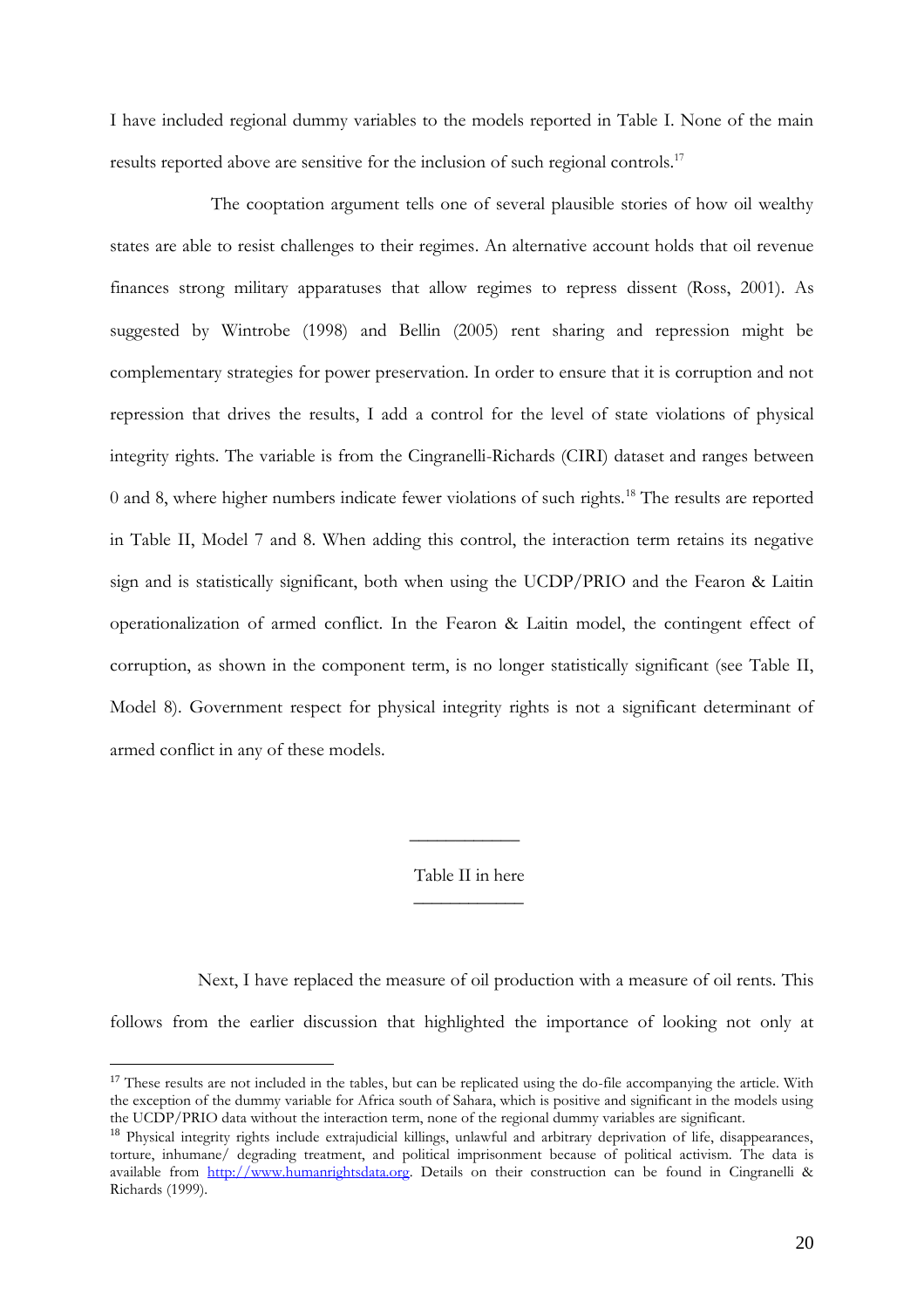I have included regional dummy variables to the models reported in Table I. None of the main results reported above are sensitive for the inclusion of such regional controls.[17]

The cooptation argument tells one of several plausible stories of how oil wealthy states are able to resist challenges to their regimes. An alternative account holds that oil revenue finances strong military apparatuses that allow regimes to repress dissent (Ross, 2001). As suggested by Wintrobe (1998) and Bellin (2005) rent sharing and repression might be complementary strategies for power preservation. In order to ensure that it is corruption and not repression that drives the results, I add a control for the level of state violations of physical integrity rights. The variable is from the Cingranelli-Richards (CIRI) dataset and ranges between 0 and 8, where higher numbers indicate fewer violations of such rights.[18] The results are reported in Table II, Model 7 and 8. When adding this control, the interaction term retains its negative sign and is statistically significant, both when using the UCDP/PRIO and the Fearon & Laitin operationalization of armed conflict. In the Fearon & Laitin model, the contingent effect of corruption, as shown in the component term, is no longer statistically significant (see Table II, Model 8). Government respect for physical integrity rights is not a significant determinant of armed conflict in any of these models.

---

Table II in here

---

Next, I have replaced the measure of oil production with a measure of oil rents. This follows from the earlier discussion that highlighted the importance of looking not only at

[17] These results are not included in the tables, but can be replicated using the do-file accompanying the article. With the exception of the dummy variable for Africa south of Sahara, which is positive and significant in the models using the UCDP/PRIO data without the interaction term, none of the regional dummy variables are significant.

[18] Physical integrity rights include extrajudicial killings, unlawful and arbitrary deprivation of life, disappearances, torture, inhumane/ degrading treatment, and political imprisonment because of political activism. The data is available from http://www.humanrightsdata.org. Details on their construction can be found in Cingranelli & Richards (1999).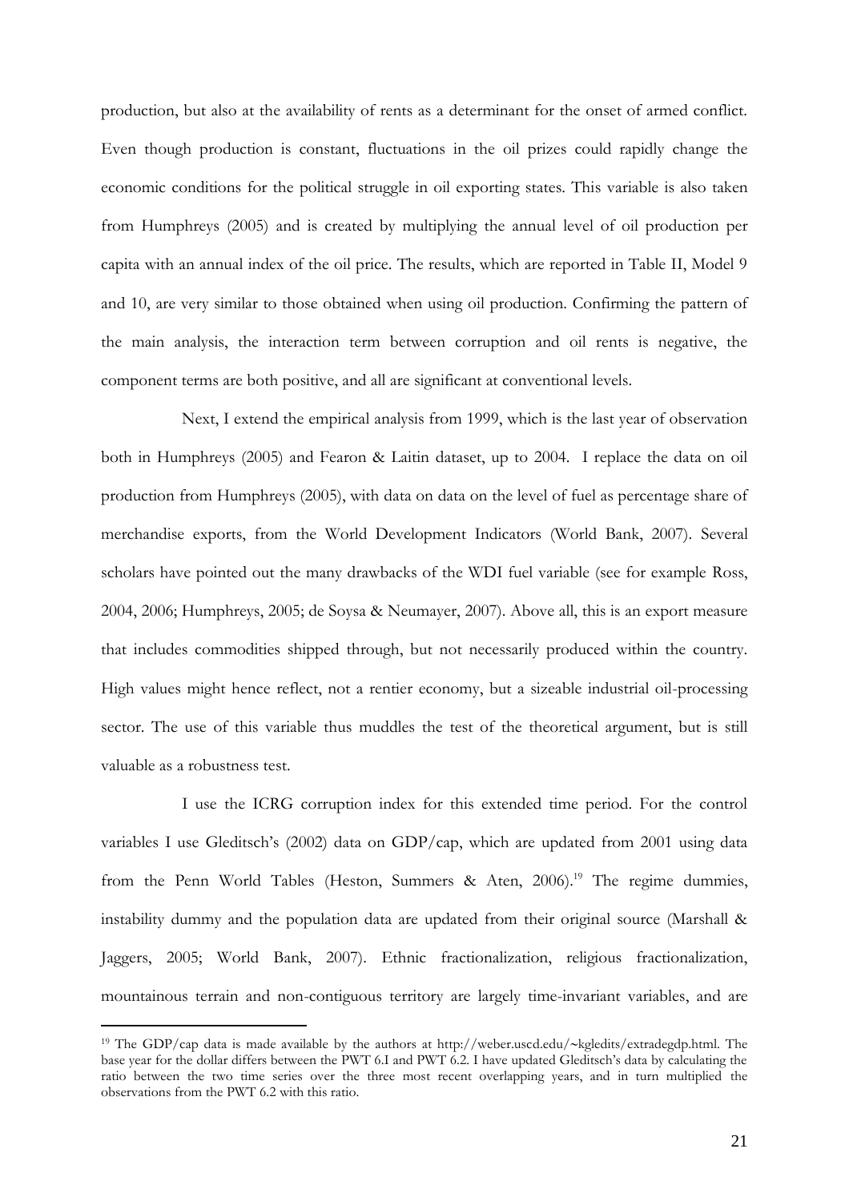production, but also at the availability of rents as a determinant for the onset of armed conflict. Even though production is constant, fluctuations in the oil prizes could rapidly change the economic conditions for the political struggle in oil exporting states. This variable is also taken from Humphreys (2005) and is created by multiplying the annual level of oil production per capita with an annual index of the oil price. The results, which are reported in Table II, Model 9 and 10, are very similar to those obtained when using oil production. Confirming the pattern of the main analysis, the interaction term between corruption and oil rents is negative, the component terms are both positive, and all are significant at conventional levels.

Next, I extend the empirical analysis from 1999, which is the last year of observation both in Humphreys (2005) and Fearon & Laitin dataset, up to 2004. I replace the data on oil production from Humphreys (2005), with data on data on the level of fuel as percentage share of merchandise exports, from the World Development Indicators (World Bank, 2007). Several scholars have pointed out the many drawbacks of the WDI fuel variable (see for example Ross, 2004, 2006; Humphreys, 2005; de Soysa & Neumayer, 2007). Above all, this is an export measure that includes commodities shipped through, but not necessarily produced within the country. High values might hence reflect, not a rentier economy, but a sizeable industrial oil-processing sector. The use of this variable thus muddles the test of the theoretical argument, but is still valuable as a robustness test.

I use the ICRG corruption index for this extended time period. For the control variables I use Gleditsch's (2002) data on GDP/cap, which are updated from 2001 using data from the Penn World Tables (Heston, Summers & Aten, 2006).[19] The regime dummies, instability dummy and the population data are updated from their original source (Marshall & Jaggers, 2005; World Bank, 2007). Ethnic fractionalization, religious fractionalization, mountainous terrain and non-contiguous territory are largely time-invariant variables, and are

[19] The GDP/cap data is made available by the authors at http://weber.uscd.edu/~kgledits/extradegdp.html. The base year for the dollar differs between the PWT 6.I and PWT 6.2. I have updated Gleditsch's data by calculating the ratio between the two time series over the three most recent overlapping years, and in turn multiplied the observations from the PWT 6.2 with this ratio.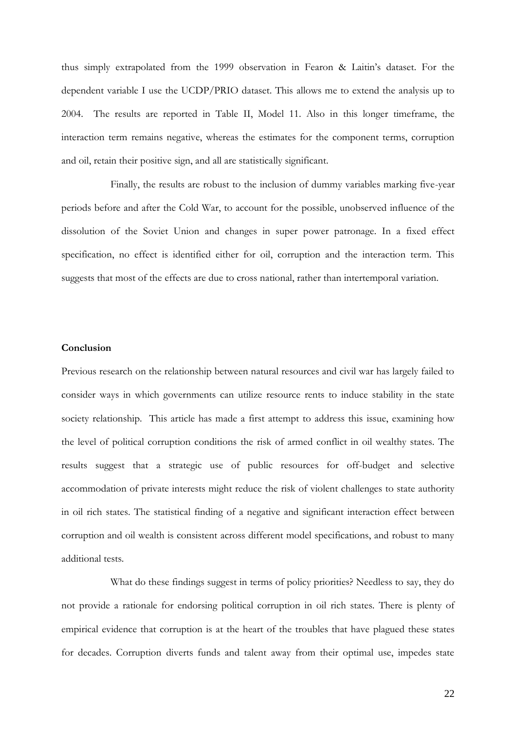thus simply extrapolated from the 1999 observation in Fearon & Laitin's dataset. For the dependent variable I use the UCDP/PRIO dataset. This allows me to extend the analysis up to 2004. The results are reported in Table II, Model 11. Also in this longer timeframe, the interaction term remains negative, whereas the estimates for the component terms, corruption and oil, retain their positive sign, and all are statistically significant.

Finally, the results are robust to the inclusion of dummy variables marking five-year periods before and after the Cold War, to account for the possible, unobserved influence of the dissolution of the Soviet Union and changes in super power patronage. In a fixed effect specification, no effect is identified either for oil, corruption and the interaction term. This suggests that most of the effects are due to cross national, rather than intertemporal variation.

**Conclusion**

Previous research on the relationship between natural resources and civil war has largely failed to consider ways in which governments can utilize resource rents to induce stability in the state society relationship. This article has made a first attempt to address this issue, examining how the level of political corruption conditions the risk of armed conflict in oil wealthy states. The results suggest that a strategic use of public resources for off-budget and selective accommodation of private interests might reduce the risk of violent challenges to state authority in oil rich states. The statistical finding of a negative and significant interaction effect between corruption and oil wealth is consistent across different model specifications, and robust to many additional tests.

What do these findings suggest in terms of policy priorities? Needless to say, they do not provide a rationale for endorsing political corruption in oil rich states. There is plenty of empirical evidence that corruption is at the heart of the troubles that have plagued these states for decades. Corruption diverts funds and talent away from their optimal use, impedes state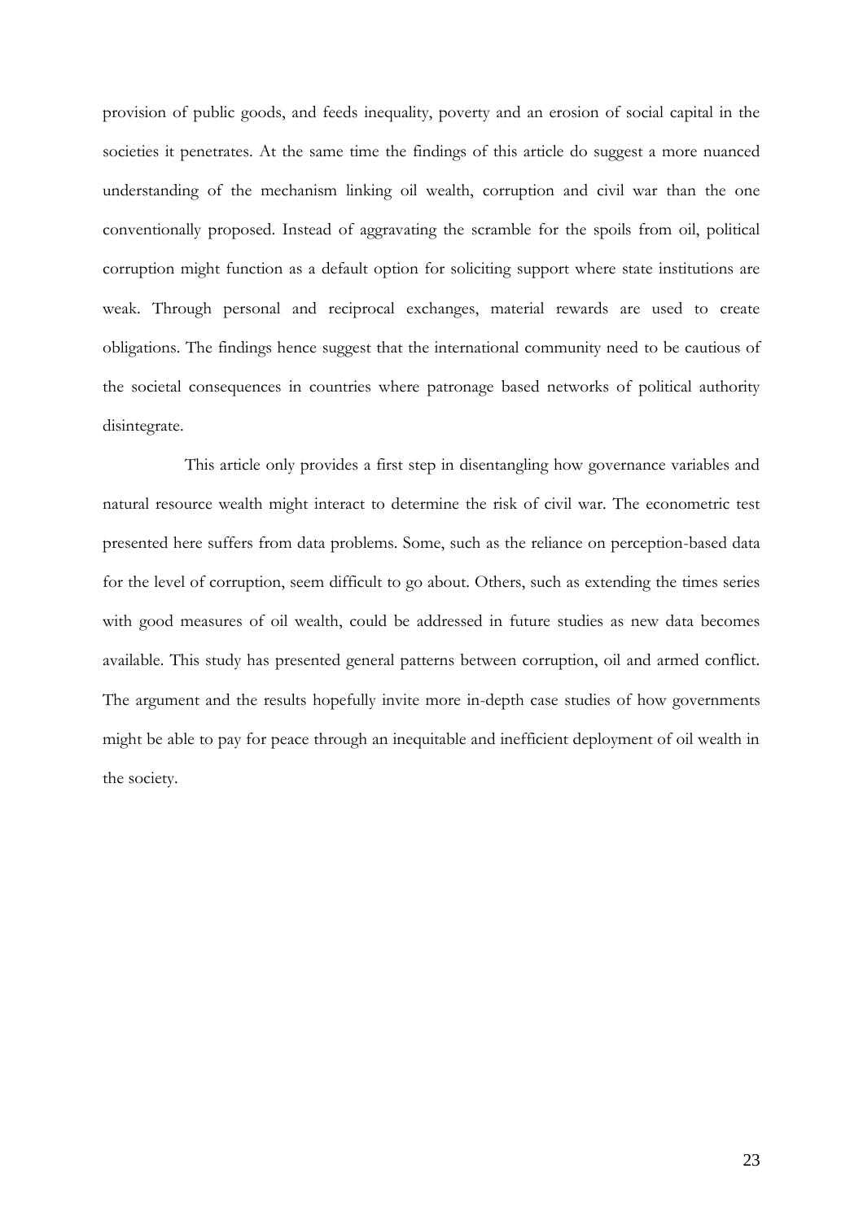provision of public goods, and feeds inequality, poverty and an erosion of social capital in the societies it penetrates. At the same time the findings of this article do suggest a more nuanced understanding of the mechanism linking oil wealth, corruption and civil war than the one conventionally proposed. Instead of aggravating the scramble for the spoils from oil, political corruption might function as a default option for soliciting support where state institutions are weak. Through personal and reciprocal exchanges, material rewards are used to create obligations. The findings hence suggest that the international community need to be cautious of the societal consequences in countries where patronage based networks of political authority disintegrate.

This article only provides a first step in disentangling how governance variables and natural resource wealth might interact to determine the risk of civil war. The econometric test presented here suffers from data problems. Some, such as the reliance on perception-based data for the level of corruption, seem difficult to go about. Others, such as extending the times series with good measures of oil wealth, could be addressed in future studies as new data becomes available. This study has presented general patterns between corruption, oil and armed conflict. The argument and the results hopefully invite more in-depth case studies of how governments might be able to pay for peace through an inequitable and inefficient deployment of oil wealth in the society.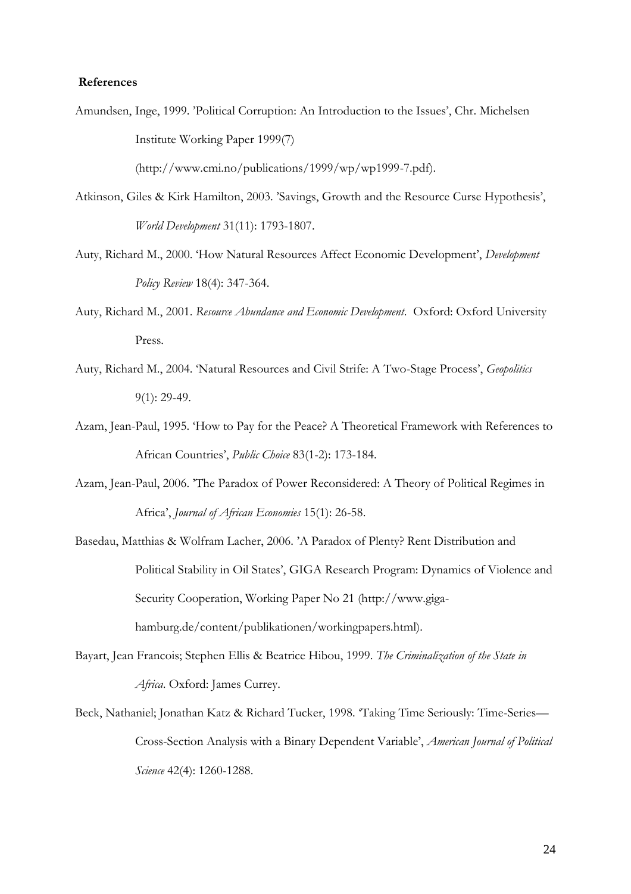**References**

Amundsen, Inge, 1999. 'Political Corruption: An Introduction to the Issues', Chr. Michelsen Institute Working Paper 1999(7) (http://www.cmi.no/publications/1999/wp/wp1999-7.pdf).

Atkinson, Giles & Kirk Hamilton, 2003. 'Savings, Growth and the Resource Curse Hypothesis', *World Development* 31(11): 1793-1807.

Auty, Richard M., 2000. 'How Natural Resources Affect Economic Development', *Development Policy Review* 18(4): 347-364.

Auty, Richard M., 2001. *Resource Abundance and Economic Development*. Oxford: Oxford University Press.

Auty, Richard M., 2004. 'Natural Resources and Civil Strife: A Two-Stage Process', *Geopolitics* 9(1): 29-49.

Azam, Jean-Paul, 1995. 'How to Pay for the Peace? A Theoretical Framework with References to African Countries', *Public Choice* 83(1-2): 173-184.

Azam, Jean-Paul, 2006. 'The Paradox of Power Reconsidered: A Theory of Political Regimes in Africa', *Journal of African Economies* 15(1): 26-58.

Basedau, Matthias & Wolfram Lacher, 2006. 'A Paradox of Plenty? Rent Distribution and Political Stability in Oil States', GIGA Research Program: Dynamics of Violence and Security Cooperation, Working Paper No 21 (http://www.giga-hamburg.de/content/publikationen/workingpapers.html).

Bayart, Jean Francois; Stephen Ellis & Beatrice Hibou, 1999. *The Criminalization of the State in Africa*. Oxford: James Currey.

Beck, Nathaniel; Jonathan Katz & Richard Tucker, 1998. 'Taking Time Seriously: Time-Series—Cross-Section Analysis with a Binary Dependent Variable', *American Journal of Political Science* 42(4): 1260-1288.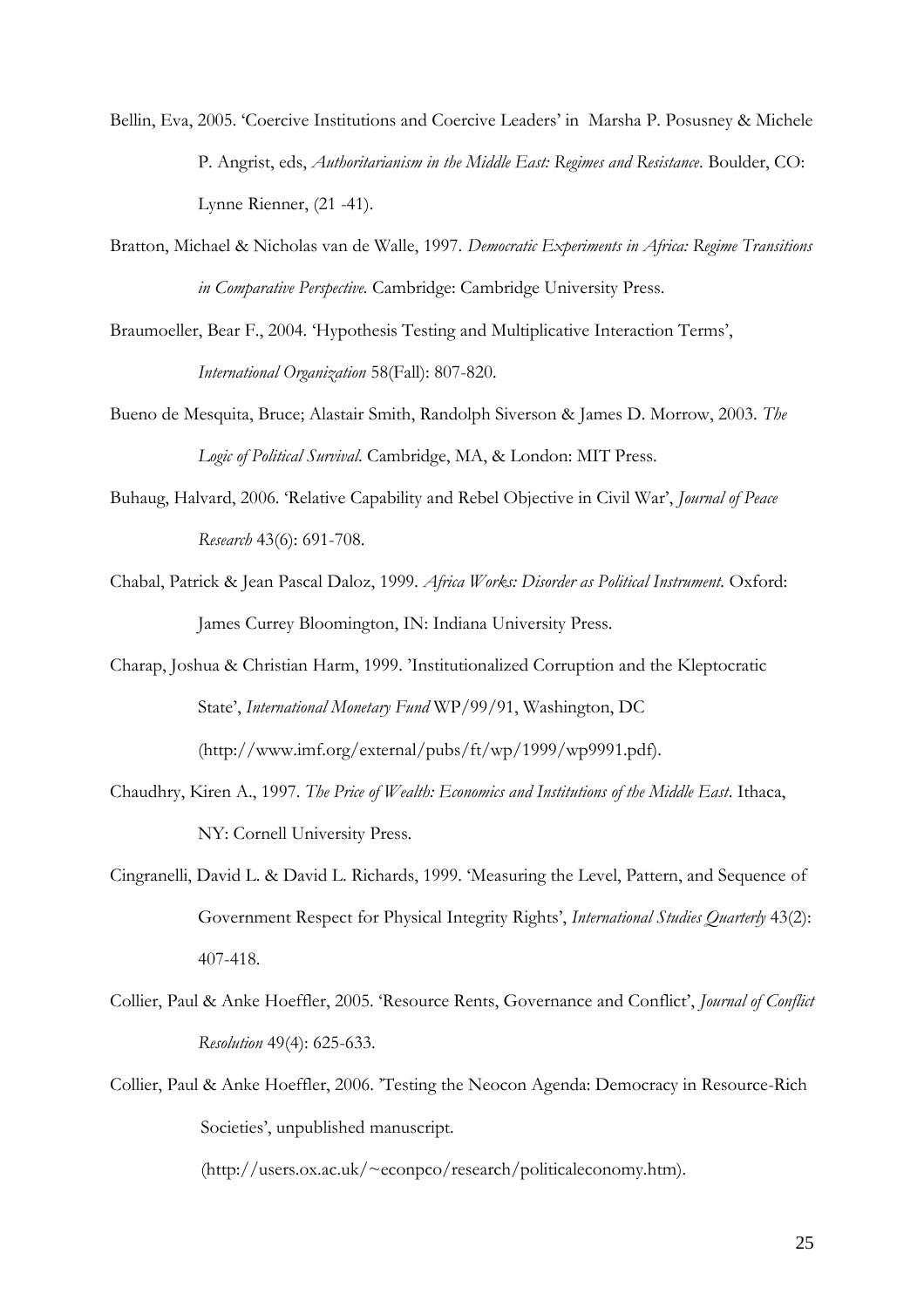Bellin, Eva, 2005. 'Coercive Institutions and Coercive Leaders' in Marsha P. Posusney & Michele P. Angrist, eds, *Authoritarianism in the Middle East: Regimes and Resistance*. Boulder, CO: Lynne Rienner, (21 -41).

Bratton, Michael & Nicholas van de Walle, 1997. *Democratic Experiments in Africa: Regime Transitions in Comparative Perspective.* Cambridge: Cambridge University Press.

Braumoeller, Bear F., 2004. 'Hypothesis Testing and Multiplicative Interaction Terms', *International Organization* 58(Fall): 807-820.

Bueno de Mesquita, Bruce; Alastair Smith, Randolph Siverson & James D. Morrow, 2003. *The Logic of Political Survival.* Cambridge, MA, & London: MIT Press.

Buhaug, Halvard, 2006. 'Relative Capability and Rebel Objective in Civil War', *Journal of Peace Research* 43(6): 691-708.

Chabal, Patrick & Jean Pascal Daloz, 1999. *Africa Works: Disorder as Political Instrument.* Oxford: James Currey Bloomington, IN: Indiana University Press.

Charap, Joshua & Christian Harm, 1999. 'Institutionalized Corruption and the Kleptocratic State', *International Monetary Fund* WP/99/91, Washington, DC (http://www.imf.org/external/pubs/ft/wp/1999/wp9991.pdf).

Chaudhry, Kiren A., 1997. *The Price of Wealth: Economics and Institutions of the Middle East*. Ithaca, NY: Cornell University Press.

Cingranelli, David L. & David L. Richards, 1999. 'Measuring the Level, Pattern, and Sequence of Government Respect for Physical Integrity Rights', *International Studies Quarterly* 43(2): 407-418.

Collier, Paul & Anke Hoeffler, 2005. 'Resource Rents, Governance and Conflict', *Journal of Conflict Resolution* 49(4): 625-633.

Collier, Paul & Anke Hoeffler, 2006. 'Testing the Neocon Agenda: Democracy in Resource-Rich Societies', unpublished manuscript. (http://users.ox.ac.uk/~econpco/research/politicaleconomy.htm).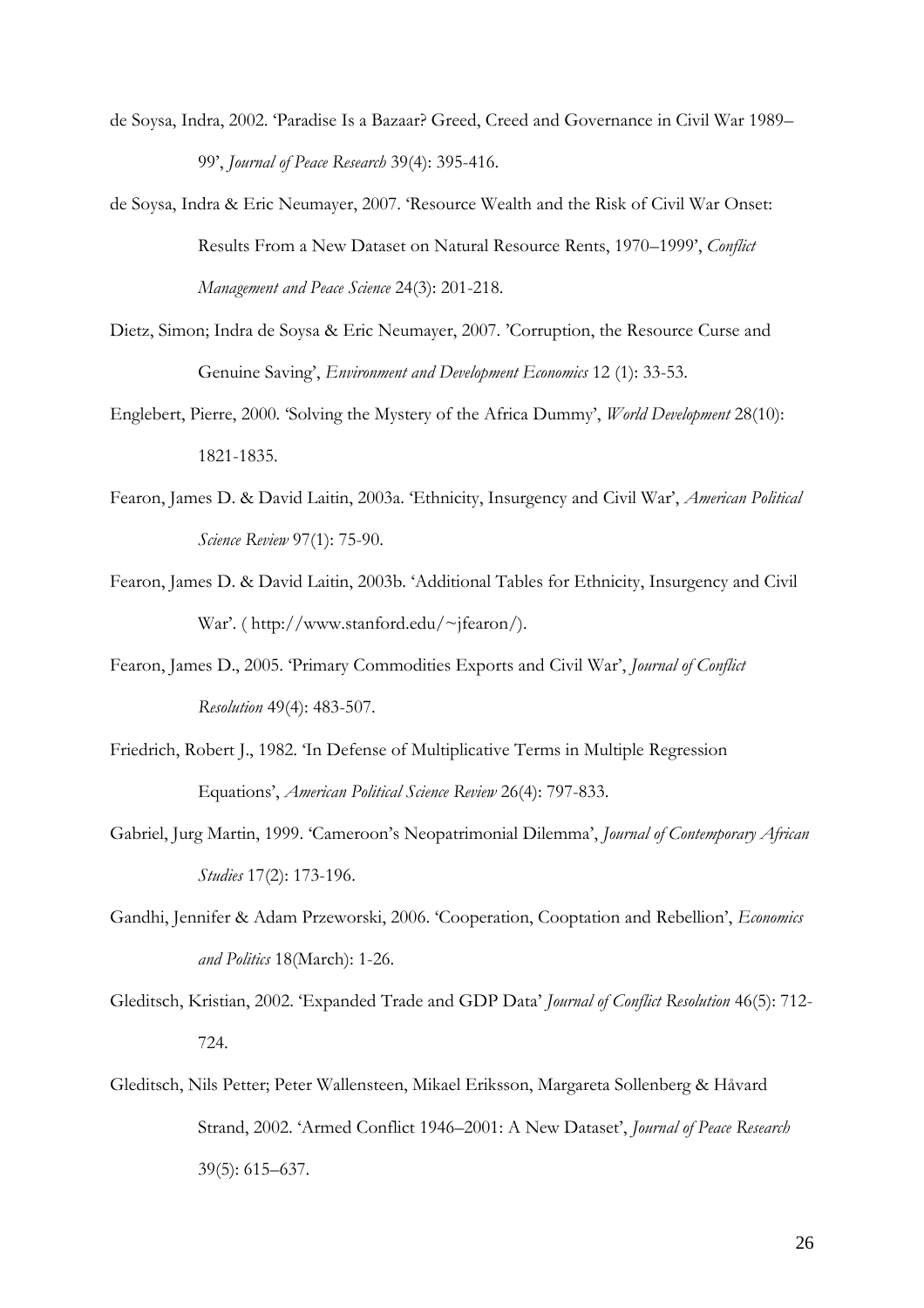de Soysa, Indra, 2002. 'Paradise Is a Bazaar? Greed, Creed and Governance in Civil War 1989–99', *Journal of Peace Research* 39(4): 395-416.

de Soysa, Indra & Eric Neumayer, 2007. 'Resource Wealth and the Risk of Civil War Onset: Results From a New Dataset on Natural Resource Rents, 1970–1999', *Conflict Management and Peace Science* 24(3): 201-218.

Dietz, Simon; Indra de Soysa & Eric Neumayer, 2007. 'Corruption, the Resource Curse and Genuine Saving', *Environment and Development Economics* 12 (1): 33-53.

Englebert, Pierre, 2000. 'Solving the Mystery of the Africa Dummy', *World Development* 28(10): 1821-1835.

Fearon, James D. & David Laitin, 2003a. 'Ethnicity, Insurgency and Civil War', *American Political Science Review* 97(1): 75-90.

Fearon, James D. & David Laitin, 2003b. 'Additional Tables for Ethnicity, Insurgency and Civil War'. ( http://www.stanford.edu/~jfearon/).

Fearon, James D., 2005. 'Primary Commodities Exports and Civil War', *Journal of Conflict Resolution* 49(4): 483-507.

Friedrich, Robert J., 1982. 'In Defense of Multiplicative Terms in Multiple Regression Equations', *American Political Science Review* 26(4): 797-833.

Gabriel, Jurg Martin, 1999. 'Cameroon's Neopatrimonial Dilemma', *Journal of Contemporary African Studies* 17(2): 173-196.

Gandhi, Jennifer & Adam Przeworski, 2006. 'Cooperation, Cooptation and Rebellion', *Economics and Politics* 18(March): 1-26.

Gleditsch, Kristian, 2002. 'Expanded Trade and GDP Data' *Journal of Conflict Resolution* 46(5): 712-724.

Gleditsch, Nils Petter; Peter Wallensteen, Mikael Eriksson, Margareta Sollenberg & Håvard Strand, 2002. 'Armed Conflict 1946–2001: A New Dataset', *Journal of Peace Research* 39(5): 615–637.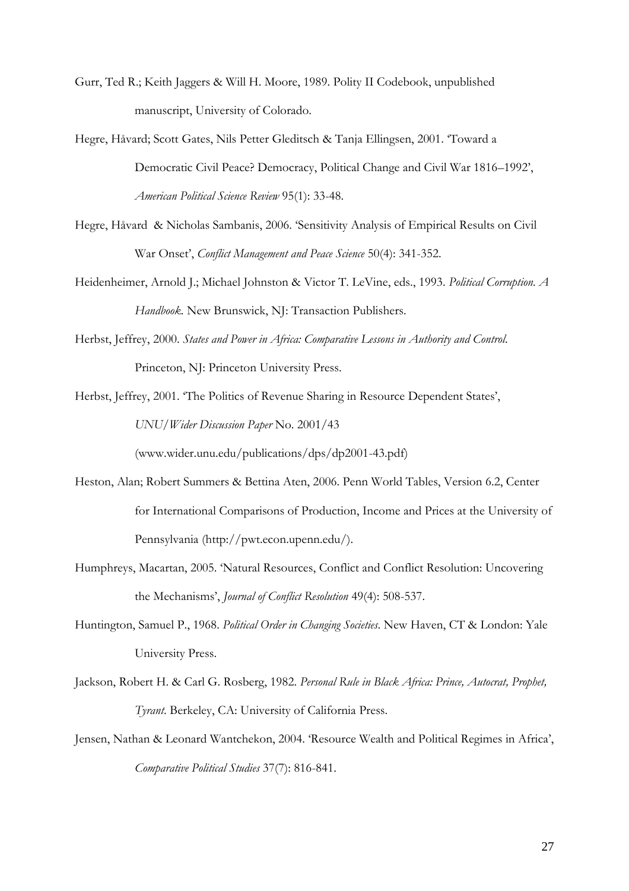Gurr, Ted R.; Keith Jaggers & Will H. Moore, 1989. Polity II Codebook, unpublished manuscript, University of Colorado.

Hegre, Håvard; Scott Gates, Nils Petter Gleditsch & Tanja Ellingsen, 2001. 'Toward a Democratic Civil Peace? Democracy, Political Change and Civil War 1816–1992', *American Political Science Review* 95(1): 33-48.

Hegre, Håvard & Nicholas Sambanis, 2006. 'Sensitivity Analysis of Empirical Results on Civil War Onset', *Conflict Management and Peace Science* 50(4): 341-352.

Heidenheimer, Arnold J.; Michael Johnston & Victor T. LeVine, eds., 1993. *Political Corruption. A Handbook*. New Brunswick, NJ: Transaction Publishers.

Herbst, Jeffrey, 2000. *States and Power in Africa: Comparative Lessons in Authority and Control*. Princeton, NJ: Princeton University Press.

Herbst, Jeffrey, 2001. 'The Politics of Revenue Sharing in Resource Dependent States', *UNU/Wider Discussion Paper* No. 2001/43 (www.wider.unu.edu/publications/dps/dp2001-43.pdf)

Heston, Alan; Robert Summers & Bettina Aten, 2006. Penn World Tables, Version 6.2, Center for International Comparisons of Production, Income and Prices at the University of Pennsylvania (http://pwt.econ.upenn.edu/).

Humphreys, Macartan, 2005. 'Natural Resources, Conflict and Conflict Resolution: Uncovering the Mechanisms', *Journal of Conflict Resolution* 49(4): 508-537.

Huntington, Samuel P., 1968. *Political Order in Changing Societies*. New Haven, CT & London: Yale University Press.

Jackson, Robert H. & Carl G. Rosberg, 1982. *Personal Rule in Black Africa: Prince, Autocrat, Prophet, Tyrant*. Berkeley, CA: University of California Press.

Jensen, Nathan & Leonard Wantchekon, 2004. 'Resource Wealth and Political Regimes in Africa', *Comparative Political Studies* 37(7): 816-841.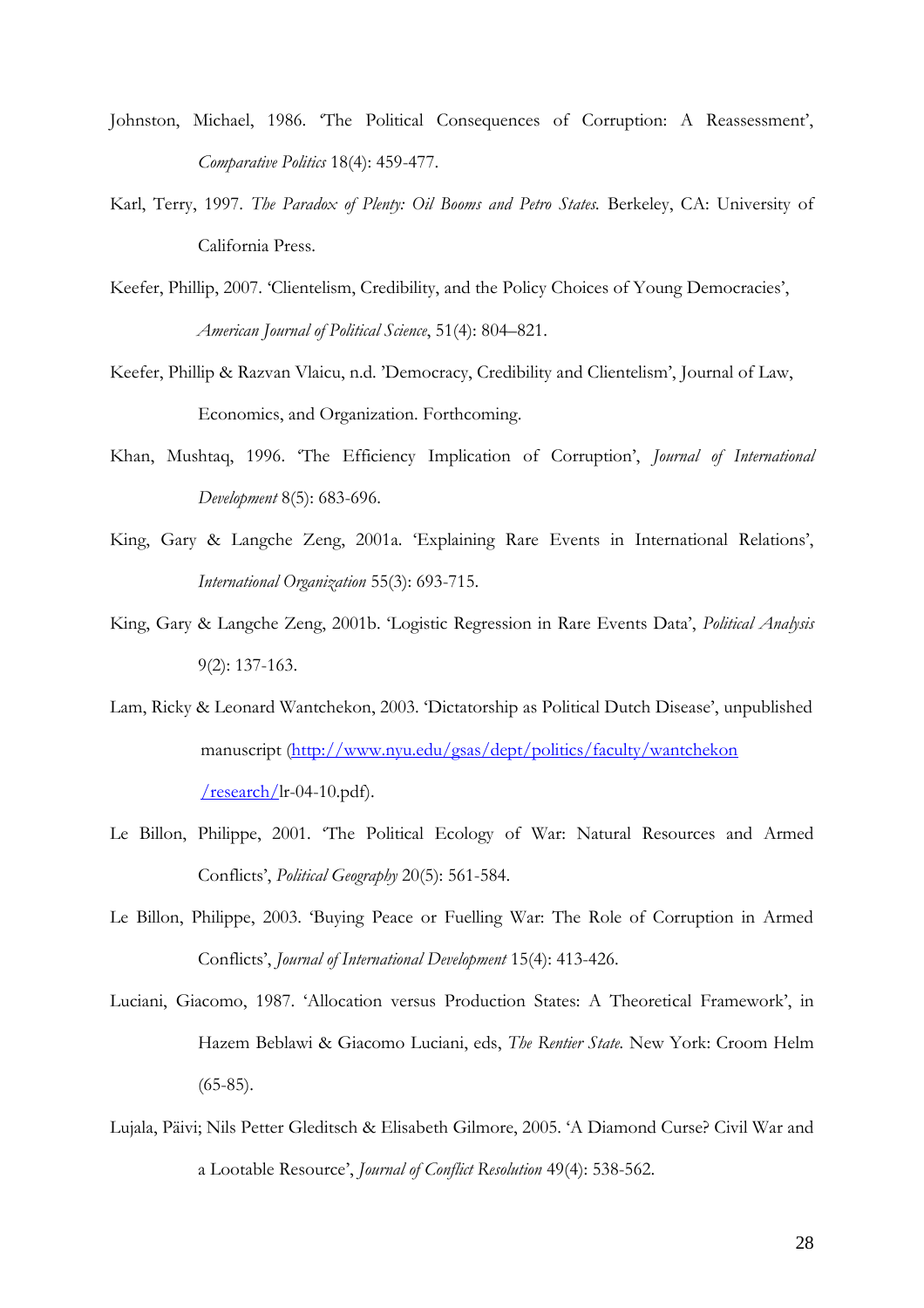Johnston, Michael, 1986. 'The Political Consequences of Corruption: A Reassessment', *Comparative Politics* 18(4): 459-477.

Karl, Terry, 1997. *The Paradox of Plenty: Oil Booms and Petro States.* Berkeley, CA: University of California Press.

Keefer, Phillip, 2007. 'Clientelism, Credibility, and the Policy Choices of Young Democracies', *American Journal of Political Science*, 51(4): 804–821.

Keefer, Phillip & Razvan Vlaicu, n.d. 'Democracy, Credibility and Clientelism', Journal of Law, Economics, and Organization. Forthcoming.

Khan, Mushtaq, 1996. 'The Efficiency Implication of Corruption', *Journal of International Development* 8(5): 683-696.

King, Gary & Langche Zeng, 2001a. 'Explaining Rare Events in International Relations', *International Organization* 55(3): 693-715.

King, Gary & Langche Zeng, 2001b. 'Logistic Regression in Rare Events Data', *Political Analysis* 9(2): 137-163.

Lam, Ricky & Leonard Wantchekon, 2003. 'Dictatorship as Political Dutch Disease', unpublished manuscript (http://www.nyu.edu/gsas/dept/politics/faculty/wantchekon/research/lr-04-10.pdf).

Le Billon, Philippe, 2001. 'The Political Ecology of War: Natural Resources and Armed Conflicts', *Political Geography* 20(5): 561-584.

Le Billon, Philippe, 2003. 'Buying Peace or Fuelling War: The Role of Corruption in Armed Conflicts', *Journal of International Development* 15(4): 413-426.

Luciani, Giacomo, 1987. 'Allocation versus Production States: A Theoretical Framework', in Hazem Beblawi & Giacomo Luciani, eds, *The Rentier State.* New York: Croom Helm (65-85).

Lujala, Päivi; Nils Petter Gleditsch & Elisabeth Gilmore, 2005. 'A Diamond Curse? Civil War and a Lootable Resource', *Journal of Conflict Resolution* 49(4): 538-562.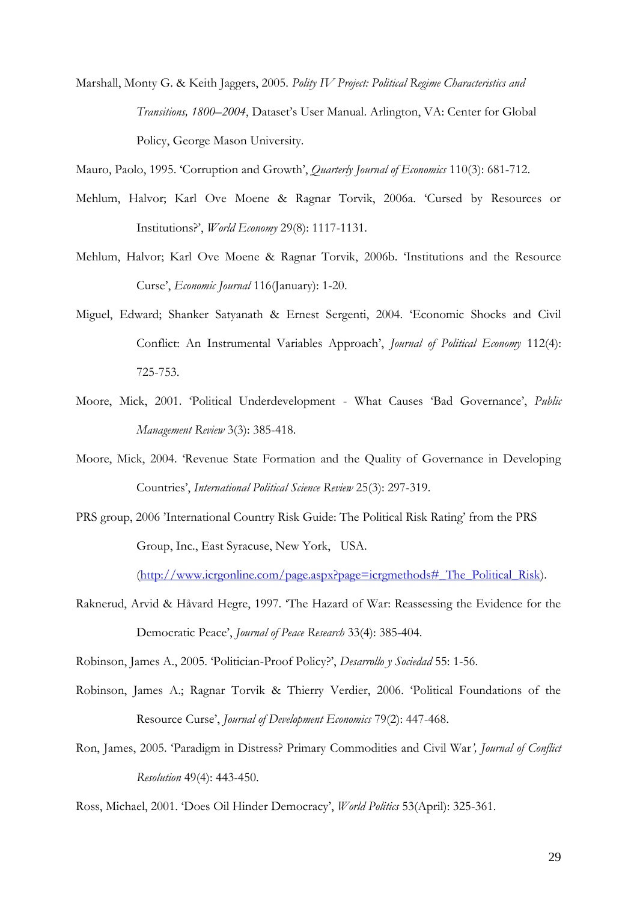Marshall, Monty G. & Keith Jaggers, 2005. *Polity IV Project: Political Regime Characteristics and Transitions, 1800–2004*, Dataset's User Manual. Arlington, VA: Center for Global Policy, George Mason University.

Mauro, Paolo, 1995. 'Corruption and Growth', *Quarterly Journal of Economics* 110(3): 681-712.

Mehlum, Halvor; Karl Ove Moene & Ragnar Torvik, 2006a. 'Cursed by Resources or Institutions?', *World Economy* 29(8): 1117-1131.

Mehlum, Halvor; Karl Ove Moene & Ragnar Torvik, 2006b. 'Institutions and the Resource Curse', *Economic Journal* 116(January): 1-20.

Miguel, Edward; Shanker Satyanath & Ernest Sergenti, 2004. 'Economic Shocks and Civil Conflict: An Instrumental Variables Approach', *Journal of Political Economy* 112(4): 725-753.

Moore, Mick, 2001. 'Political Underdevelopment - What Causes 'Bad Governance', *Public Management Review* 3(3): 385-418.

Moore, Mick, 2004. 'Revenue State Formation and the Quality of Governance in Developing Countries', *International Political Science Review* 25(3): 297-319.

PRS group, 2006 'International Country Risk Guide: The Political Risk Rating' from the PRS Group, Inc., East Syracuse, New York, USA. (http://www.icrgonline.com/page.aspx?page=icrgmethods#_The_Political_Risk).

Raknerud, Arvid & Håvard Hegre, 1997. 'The Hazard of War: Reassessing the Evidence for the Democratic Peace', *Journal of Peace Research* 33(4): 385-404.

Robinson, James A., 2005. 'Politician-Proof Policy?', *Desarrollo y Sociedad* 55: 1-56.

Robinson, James A.; Ragnar Torvik & Thierry Verdier, 2006. 'Political Foundations of the Resource Curse', *Journal of Development Economics* 79(2): 447-468.

Ron, James, 2005. 'Paradigm in Distress? Primary Commodities and Civil War', *Journal of Conflict Resolution* 49(4): 443-450.

Ross, Michael, 2001. 'Does Oil Hinder Democracy', *World Politics* 53(April): 325-361.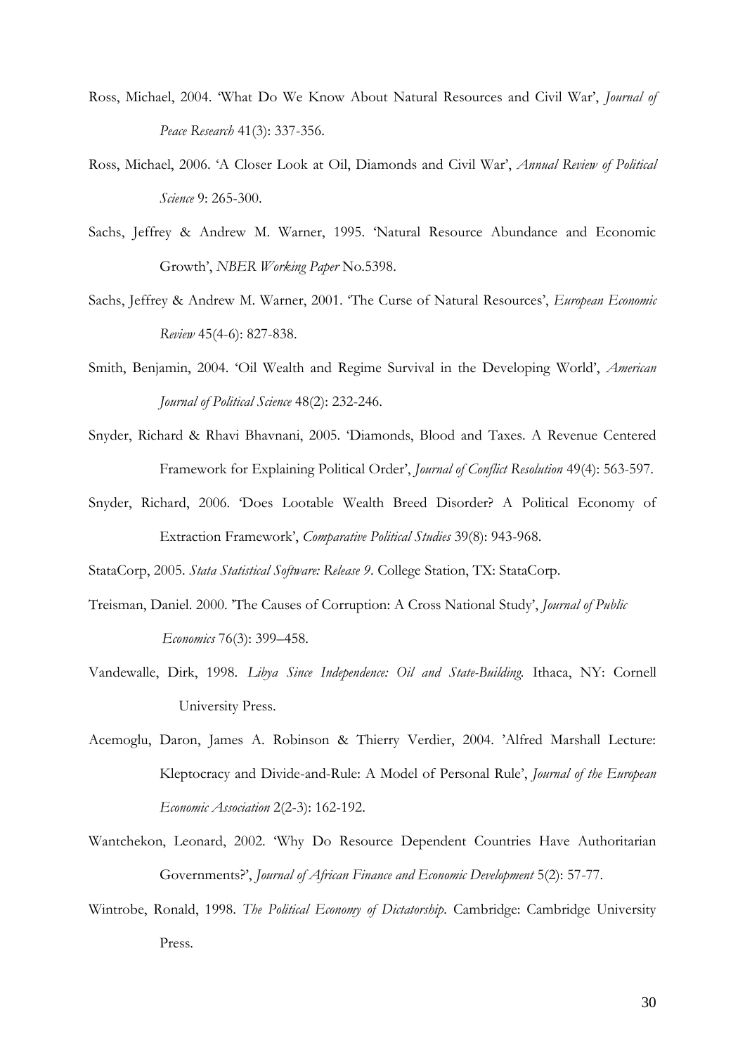Ross, Michael, 2004. 'What Do We Know About Natural Resources and Civil War', *Journal of Peace Research* 41(3): 337-356.

Ross, Michael, 2006. 'A Closer Look at Oil, Diamonds and Civil War', *Annual Review of Political Science* 9: 265-300.

Sachs, Jeffrey & Andrew M. Warner, 1995. 'Natural Resource Abundance and Economic Growth', *NBER Working Paper* No.5398.

Sachs, Jeffrey & Andrew M. Warner, 2001. 'The Curse of Natural Resources', *European Economic Review* 45(4-6): 827-838.

Smith, Benjamin, 2004. 'Oil Wealth and Regime Survival in the Developing World', *American Journal of Political Science* 48(2): 232-246.

Snyder, Richard & Rhavi Bhavnani, 2005. 'Diamonds, Blood and Taxes. A Revenue Centered Framework for Explaining Political Order', *Journal of Conflict Resolution* 49(4): 563-597.

Snyder, Richard, 2006. 'Does Lootable Wealth Breed Disorder? A Political Economy of Extraction Framework', *Comparative Political Studies* 39(8): 943-968.

StataCorp, 2005. *Stata Statistical Software: Release 9*. College Station, TX: StataCorp.

Treisman, Daniel. 2000. 'The Causes of Corruption: A Cross National Study', *Journal of Public Economics* 76(3): 399–458.

Vandewalle, Dirk, 1998. *Libya Since Independence: Oil and State-Building.* Ithaca, NY: Cornell University Press.

Acemoglu, Daron, James A. Robinson & Thierry Verdier, 2004. 'Alfred Marshall Lecture: Kleptocracy and Divide-and-Rule: A Model of Personal Rule', *Journal of the European Economic Association* 2(2-3): 162-192.

Wantchekon, Leonard, 2002. 'Why Do Resource Dependent Countries Have Authoritarian Governments?', *Journal of African Finance and Economic Development* 5(2): 57-77.

Wintrobe, Ronald, 1998. *The Political Economy of Dictatorship*. Cambridge: Cambridge University Press.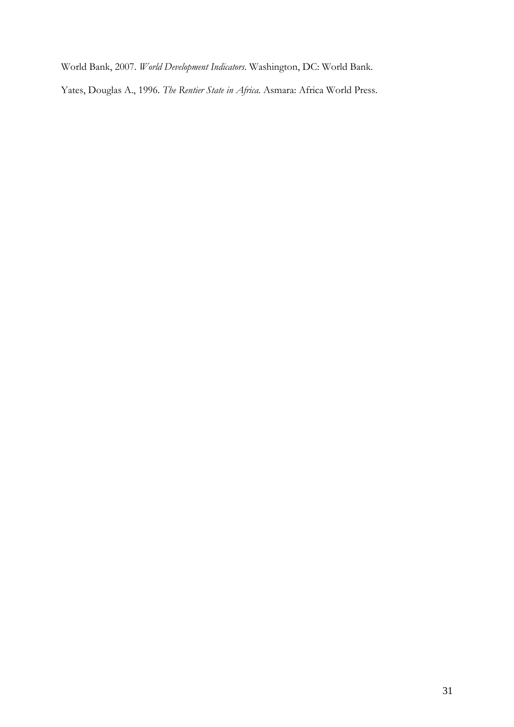World Bank, 2007. *World Development Indicators*. Washington, DC: World Bank.

Yates, Douglas A., 1996. *The Rentier State in Africa.* Asmara: Africa World Press.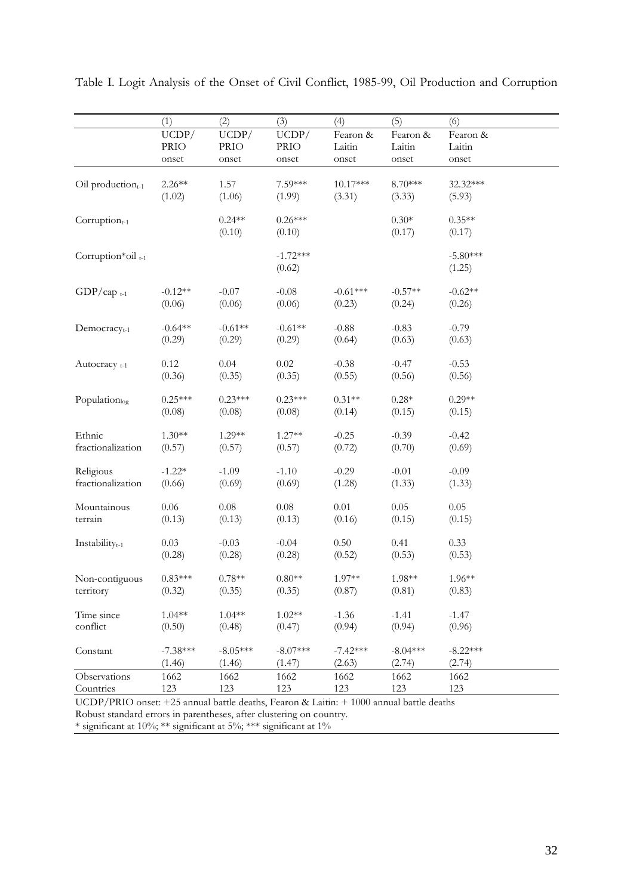Table I. Logit Analysis of the Onset of Civil Conflict, 1985-99, Oil Production and Corruption

| | (1) | (2) | (3) | (4) | (5) | (6) |
|---|---|---|---|---|---|---|
| | UCDP/ PRIO onset | UCDP/ PRIO onset | UCDP/ PRIO onset | Fearon & Laitin onset | Fearon & Laitin onset | Fearon & Laitin onset |
| Oil production$_{t-1}$ | 2.26** | 1.57 | 7.59*** | 10.17*** | 8.70*** | 32.32*** |
| | (1.02) | (1.06) | (1.99) | (3.31) | (3.33) | (5.93) |
| Corruption$_{t-1}$ | | 0.24** | 0.26*** | | 0.30* | 0.35** |
| | | (0.10) | (0.10) | | (0.17) | (0.17) |
| Corruption*oil $_{t-1}$ | | | -1.72*** | | | -5.80*** |
| | | | (0.62) | | | (1.25) |
| GDP/cap $_{t-1}$ | -0.12** | -0.07 | -0.08 | -0.61*** | -0.57** | -0.62** |
| | (0.06) | (0.06) | (0.06) | (0.23) | (0.24) | (0.26) |
| Democracy$_{t-1}$ | -0.64** | -0.61** | -0.61** | -0.88 | -0.83 | -0.79 |
| | (0.29) | (0.29) | (0.29) | (0.64) | (0.63) | (0.63) |
| Autocracy $_{t-1}$ | 0.12 | 0.04 | 0.02 | -0.38 | -0.47 | -0.53 |
| | (0.36) | (0.35) | (0.35) | (0.55) | (0.56) | (0.56) |
| Population$_{log}$ | 0.25*** | 0.23*** | 0.23*** | 0.31** | 0.28* | 0.29** |
| | (0.08) | (0.08) | (0.08) | (0.14) | (0.15) | (0.15) |
| Ethnic fractionalization | 1.30** | 1.29** | 1.27** | -0.25 | -0.39 | -0.42 |
| | (0.57) | (0.57) | (0.57) | (0.72) | (0.70) | (0.69) |
| Religious fractionalization | -1.22* | -1.09 | -1.10 | -0.29 | -0.01 | -0.09 |
| | (0.66) | (0.69) | (0.69) | (1.28) | (1.33) | (1.33) |
| Mountainous terrain | 0.06 | 0.08 | 0.08 | 0.01 | 0.05 | 0.05 |
| | (0.13) | (0.13) | (0.13) | (0.16) | (0.15) | (0.15) |
| Instability$_{t-1}$ | 0.03 | -0.03 | -0.04 | 0.50 | 0.41 | 0.33 |
| | (0.28) | (0.28) | (0.28) | (0.52) | (0.53) | (0.53) |
| Non-contiguous territory | 0.83*** | 0.78** | 0.80** | 1.97** | 1.98** | 1.96** |
| | (0.32) | (0.35) | (0.35) | (0.87) | (0.81) | (0.83) |
| Time since conflict | 1.04** | 1.04** | 1.02** | -1.36 | -1.41 | -1.47 |
| | (0.50) | (0.48) | (0.47) | (0.94) | (0.94) | (0.96) |
| Constant | -7.38*** | -8.05*** | -8.07*** | -7.42*** | -8.04*** | -8.22*** |
| | (1.46) | (1.46) | (1.47) | (2.63) | (2.74) | (2.74) |
| Observations | 1662 | 1662 | 1662 | 1662 | 1662 | 1662 |
| Countries | 123 | 123 | 123 | 123 | 123 | 123 |

UCDP/PRIO onset: +25 annual battle deaths, Fearon & Laitin: + 1000 annual battle deaths

Robust standard errors in parentheses, after clustering on country.

* significant at 10%; ** significant at 5%; *** significant at 1%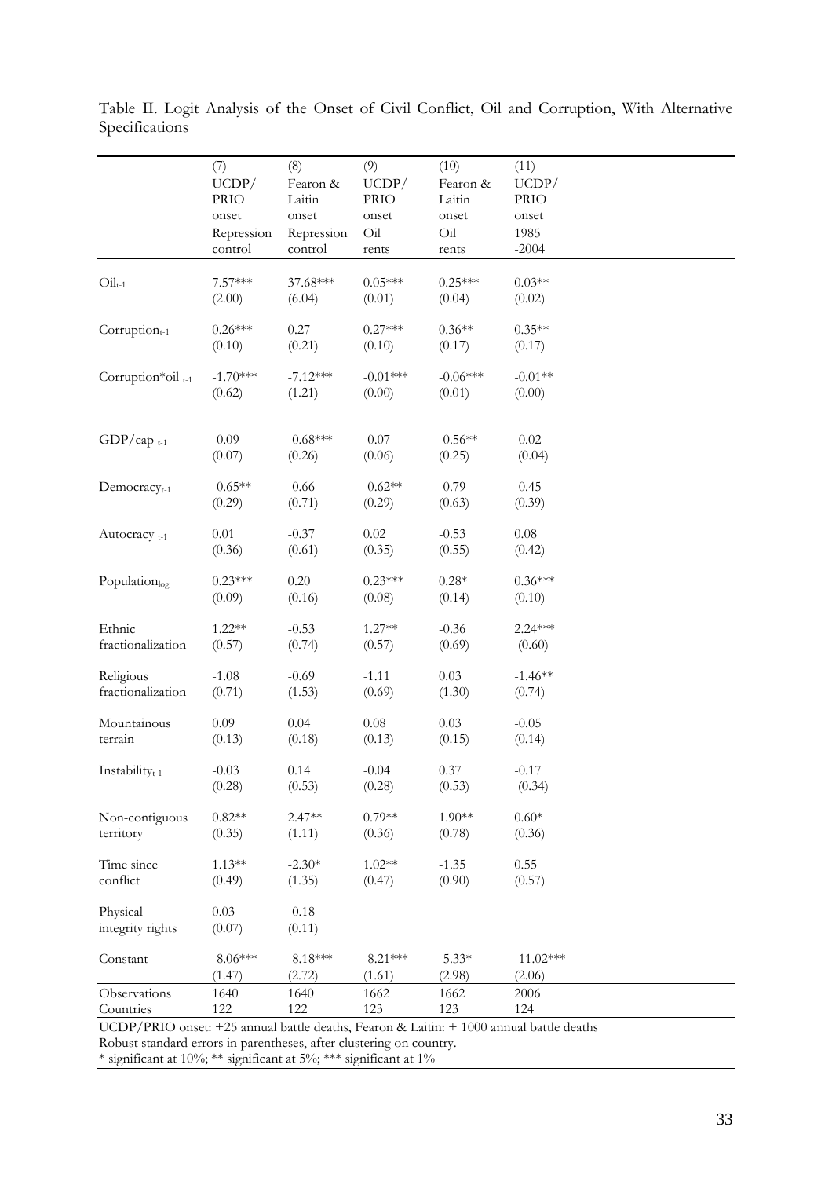Table II. Logit Analysis of the Onset of Civil Conflict, Oil and Corruption, With Alternative Specifications

| | (7) | (8) | (9) | (10) | (11) |
|---|---|---|---|---|---|
| | UCDP/ PRIO onset | Fearon & Laitin onset | UCDP/ PRIO onset | Fearon & Laitin onset | UCDP/ PRIO onset |
| | Repression control | Repression control | Oil rents | Oil rents | 1985 -2004 |
| $Oil_{t-1}$ | 7.57*** | 37.68*** | 0.05*** | 0.25*** | 0.03** |
| | (2.00) | (6.04) | (0.01) | (0.04) | (0.02) |
| $Corruption_{t-1}$ | 0.26*** | 0.27 | 0.27*** | 0.36** | 0.35** |
| | (0.10) | (0.21) | (0.10) | (0.17) | (0.17) |
| $Corruption*oil_{t-1}$ | -1.70*** | -7.12*** | -0.01*** | -0.06*** | -0.01** |
| | (0.62) | (1.21) | (0.00) | (0.01) | (0.00) |
| $GDP/cap_{t-1}$ | -0.09 | -0.68*** | -0.07 | -0.56** | -0.02 |
| | (0.07) | (0.26) | (0.06) | (0.25) | (0.04) |
| $Democracy_{t-1}$ | -0.65** | -0.66 | -0.62** | -0.79 | -0.45 |
| | (0.29) | (0.71) | (0.29) | (0.63) | (0.39) |
| $Autocracy_{t-1}$ | 0.01 | -0.37 | 0.02 | -0.53 | 0.08 |
| | (0.36) | (0.61) | (0.35) | (0.55) | (0.42) |
| $Population_{log}$ | 0.23*** | 0.20 | 0.23*** | 0.28* | 0.36*** |
| | (0.09) | (0.16) | (0.08) | (0.14) | (0.10) |
| Ethnic fractionalization | 1.22** | -0.53 | 1.27** | -0.36 | 2.24*** |
| | (0.57) | (0.74) | (0.57) | (0.69) | (0.60) |
| Religious fractionalization | -1.08 | -0.69 | -1.11 | 0.03 | -1.46** |
| | (0.71) | (1.53) | (0.69) | (1.30) | (0.74) |
| Mountainous terrain | 0.09 | 0.04 | 0.08 | 0.03 | -0.05 |
| | (0.13) | (0.18) | (0.13) | (0.15) | (0.14) |
| $Instability_{t-1}$ | -0.03 | 0.14 | -0.04 | 0.37 | -0.17 |
| | (0.28) | (0.53) | (0.28) | (0.53) | (0.34) |
| Non-contiguous territory | 0.82** | 2.47** | 0.79** | 1.90** | 0.60* |
| | (0.35) | (1.11) | (0.36) | (0.78) | (0.36) |
| Time since conflict | 1.13** | -2.30* | 1.02** | -1.35 | 0.55 |
| | (0.49) | (1.35) | (0.47) | (0.90) | (0.57) |
| Physical integrity rights | 0.03 | -0.18 | | | |
| | (0.07) | (0.11) | | | |
| Constant | -8.06*** | -8.18*** | -8.21*** | -5.33* | -11.02*** |
| | (1.47) | (2.72) | (1.61) | (2.98) | (2.06) |
| Observations | 1640 | 1640 | 1662 | 1662 | 2006 |
| Countries | 122 | 122 | 123 | 123 | 124 |

UCDP/PRIO onset: +25 annual battle deaths, Fearon & Laitin: + 1000 annual battle deaths
Robust standard errors in parentheses, after clustering on country.
* significant at 10%; ** significant at 5%; *** significant at 1%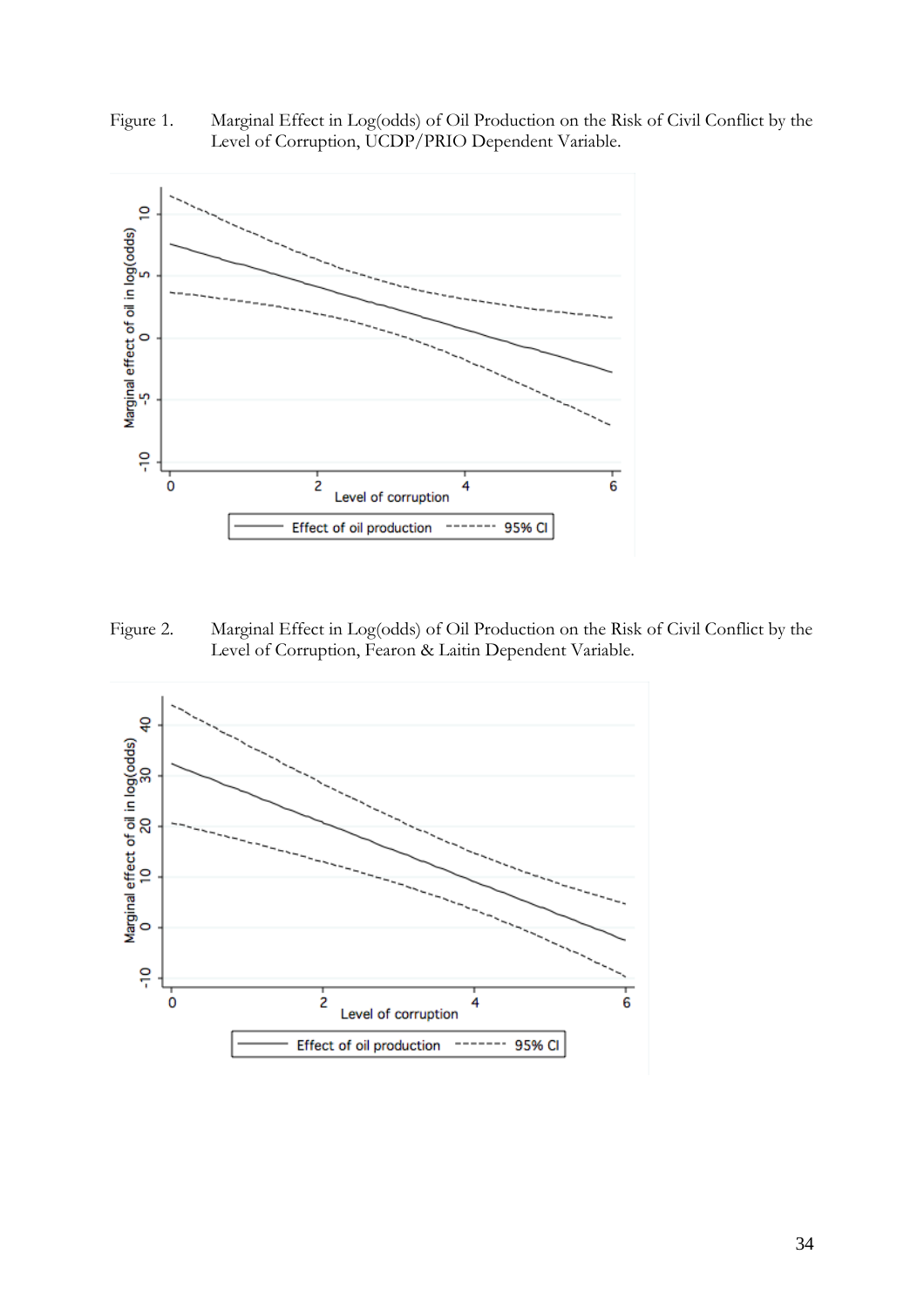Figure 1. Marginal Effect in Log(odds) of Oil Production on the Risk of Civil Conflict by the Level of Corruption, UCDP/PRIO Dependent Variable.

Figure 2. Marginal Effect in Log(odds) of Oil Production on the Risk of Civil Conflict by the Level of Corruption, Fearon & Laitin Dependent Variable.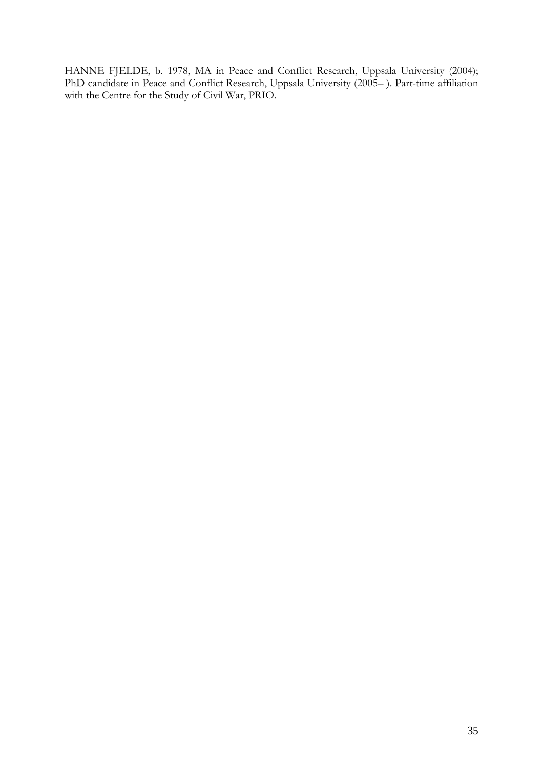HANNE FJELDE, b. 1978, MA in Peace and Conflict Research, Uppsala University (2004); PhD candidate in Peace and Conflict Research, Uppsala University (2005– ). Part-time affiliation with the Centre for the Study of Civil War, PRIO.